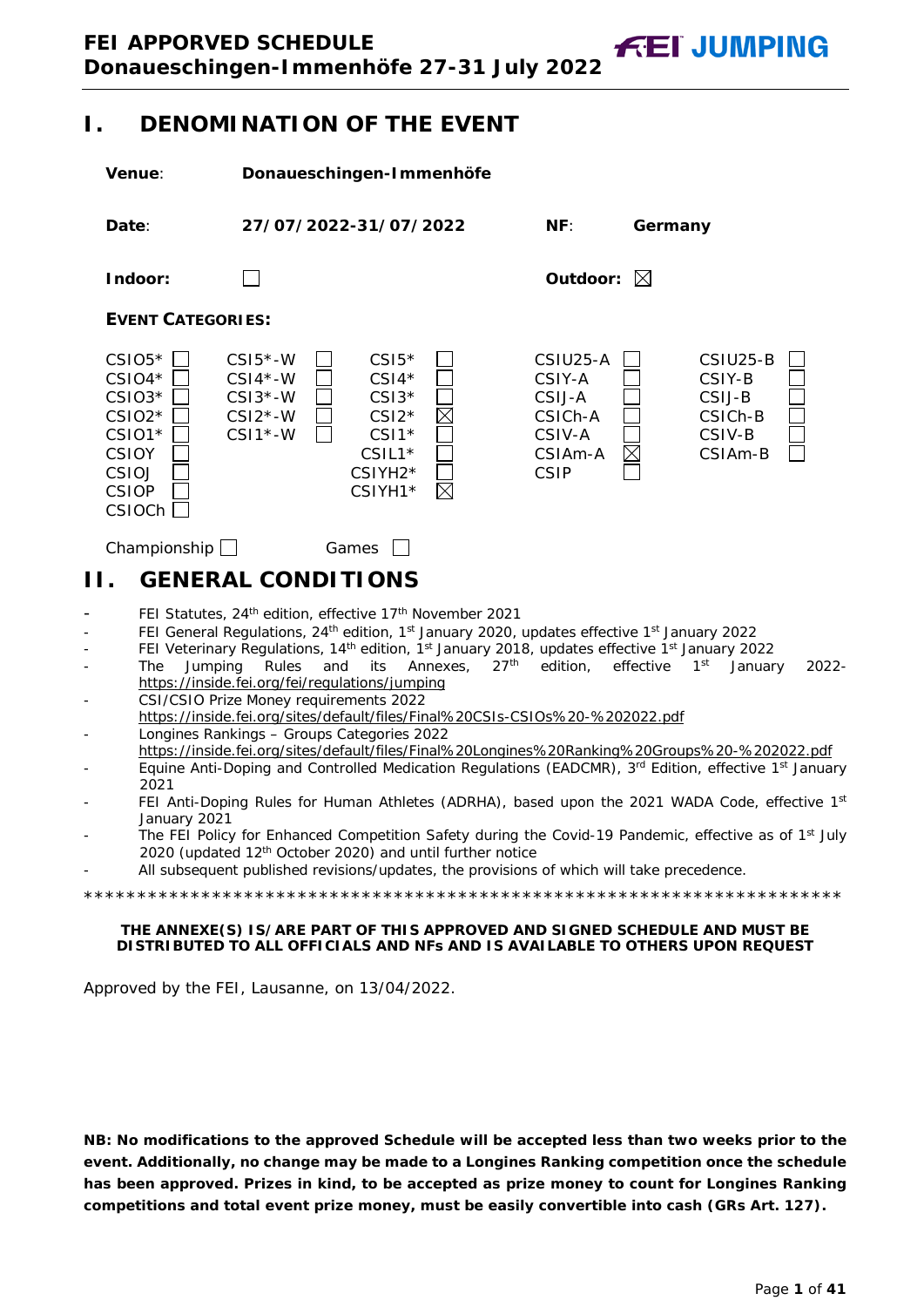# FEI APPORVED SCHEDULE
**Donaueschingen-Immenhöfe 27-31 July 2022**

## I. DENOMINATION OF THE EVENT

**Venue**: **Donaueschingen-Immenhöfe**

**Date**: **27/07/2022-31/07/2022** **NF**: **Germany**

**Indoor:** ☐ **Outdoor:** ☒

**EVENT CATEGORIES:**

| | | | | | | | | | |
|---|---|---|---|---|---|---|---|---|---|
| CSIO5* | ☐ | CSI5*-W | ☐ | CSI5* | ☐ | CSIU25-A | ☐ | CSIU25-B | ☐ |
| CSIO4* | ☐ | CSI4*-W | ☐ | CSI4* | ☐ | CSIY-A | ☐ | CSIY-B | ☐ |
| CSIO3* | ☐ | CSI3*-W | ☐ | CSI3* | ☐ | CSIJ-A | ☐ | CSIJ-B | ☐ |
| CSIO2* | ☐ | CSI2*-W | ☐ | CSI2* | ☒ | CSICh-A | ☐ | CSICh-B | ☐ |
| CSIO1* | ☐ | CSI1*-W | ☐ | CSI1* | ☐ | CSIV-A | ☐ | CSIV-B | ☐ |
| CSIOY | ☐ | | | CSIL1* | ☐ | CSIAm-A | ☒ | CSIAm-B | ☐ |
| CSIOJ | ☐ | | | CSIYH2* | ☐ | CSIP | ☐ | | |
| CSIOP | ☐ | | | CSIYH1* | ☒ | | | | |
| CSIOCh | ☐ | | | | | | | | |

Championship ☐ Games ☐

## II. GENERAL CONDITIONS

- FEI Statutes, 24th edition, effective 17th November 2021
- FEI General Regulations, 24th edition, 1st January 2020, updates effective 1st January 2022
- FEI Veterinary Regulations, 14th edition, 1st January 2018, updates effective 1st January 2022
- The Jumping Rules and its Annexes, 27th edition, effective 1st January 2022- https://inside.fei.org/fei/regulations/jumping
- CSI/CSIO Prize Money requirements 2022 https://inside.fei.org/sites/default/files/Final%20CSIs-CSIOs%20-%202022.pdf
- Longines Rankings – Groups Categories 2022 https://inside.fei.org/sites/default/files/Final%20Longines%20Ranking%20Groups%20-%202022.pdf
- Equine Anti-Doping and Controlled Medication Regulations (EADCMR), 3rd Edition, effective 1st January 2021
- FEI Anti-Doping Rules for Human Athletes (ADRHA), based upon the 2021 WADA Code, effective 1st January 2021
- The FEI Policy for Enhanced Competition Safety during the Covid-19 Pandemic, effective as of 1st July 2020 (updated 12th October 2020) and until further notice
- All subsequent published revisions/updates, the provisions of which will take precedence.

*************************************************************************

**THE ANNEXE(S) IS/ARE PART OF THIS APPROVED AND SIGNED SCHEDULE AND MUST BE DISTRIBUTED TO ALL OFFICIALS AND NFs AND IS AVAILABLE TO OTHERS UPON REQUEST**

Approved by the FEI, Lausanne, on 13/04/2022.

**NB: No modifications to the approved Schedule will be accepted less than two weeks prior to the event. Additionally, no change may be made to a Longines Ranking competition once the schedule has been approved. Prizes in kind, to be accepted as prize money to count for Longines Ranking competitions and total event prize money, must be easily convertible into cash (GRs Art. 127).**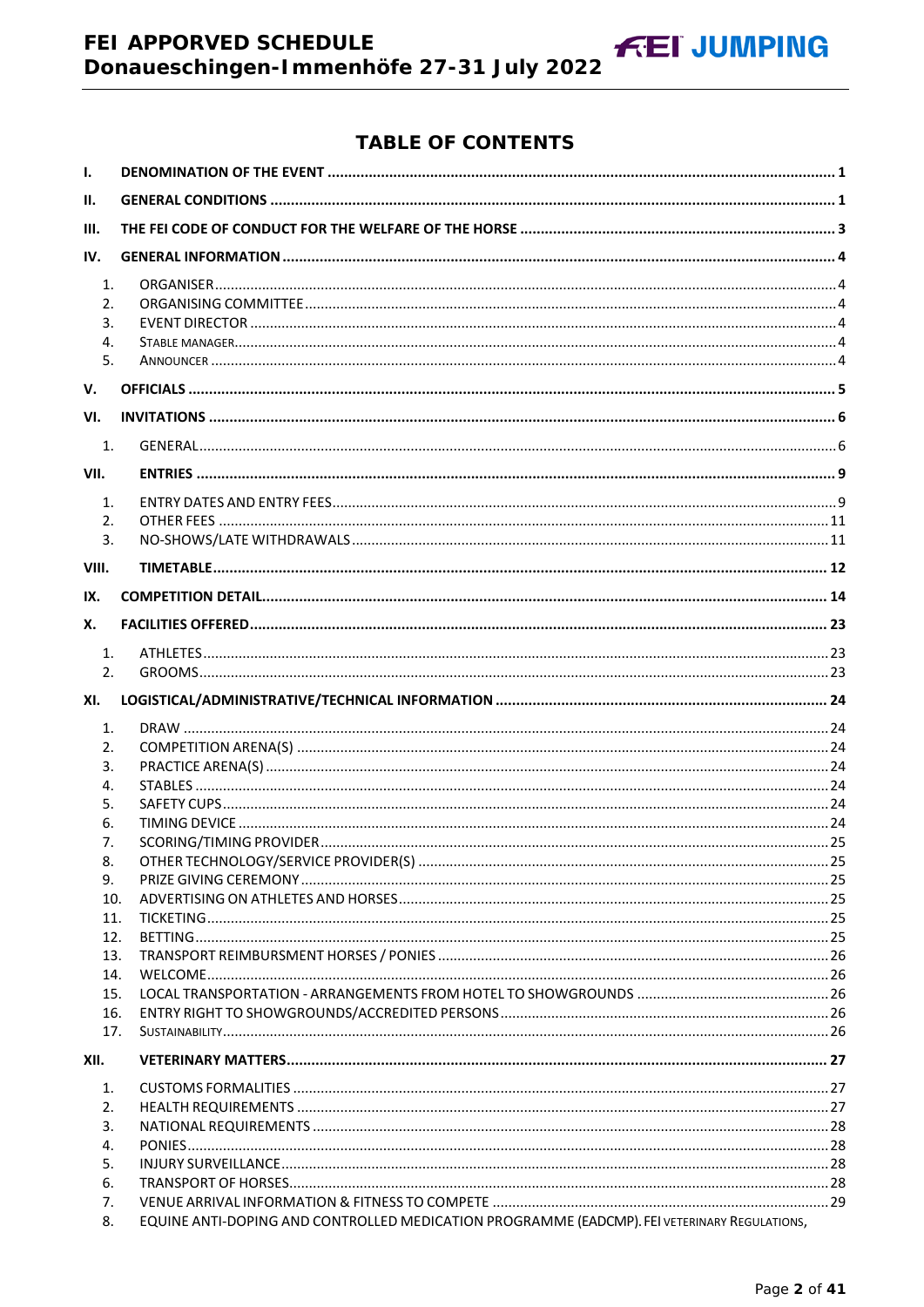## TABLE OF CONTENTS

- I. DENOMINATION OF THE EVENT ..... 1
- II. GENERAL CONDITIONS ..... 1
- III. THE FEI CODE OF CONDUCT FOR THE WELFARE OF THE HORSE ..... 3
- IV. GENERAL INFORMATION ..... 4
  1. ORGANISER ..... 4
  2. ORGANISING COMMITTEE ..... 4
  3. EVENT DIRECTOR ..... 4
  4. STABLE MANAGER ..... 4
  5. ANNOUNCER ..... 4
- V. OFFICIALS ..... 5
- VI. INVITATIONS ..... 6
  1. GENERAL ..... 6
- VII. ENTRIES ..... 9
  1. ENTRY DATES AND ENTRY FEES ..... 9
  2. OTHER FEES ..... 11
  3. NO-SHOWS/LATE WITHDRAWALS ..... 11
- VIII. TIMETABLE ..... 12
- IX. COMPETITION DETAIL ..... 14
- X. FACILITIES OFFERED ..... 23
  1. ATHLETES ..... 23
  2. GROOMS ..... 23
- XI. LOGISTICAL/ADMINISTRATIVE/TECHNICAL INFORMATION ..... 24
  1. DRAW ..... 24
  2. COMPETITION ARENA(S) ..... 24
  3. PRACTICE ARENA(S) ..... 24
  4. STABLES ..... 24
  5. SAFETY CUPS ..... 24
  6. TIMING DEVICE ..... 24
  7. SCORING/TIMING PROVIDER ..... 25
  8. OTHER TECHNOLOGY/SERVICE PROVIDER(S) ..... 25
  9. PRIZE GIVING CEREMONY ..... 25
  10. ADVERTISING ON ATHLETES AND HORSES ..... 25
  11. TICKETING ..... 25
  12. BETTING ..... 25
  13. TRANSPORT REIMBURSMENT HORSES / PONIES ..... 26
  14. WELCOME ..... 26
  15. LOCAL TRANSPORTATION - ARRANGEMENTS FROM HOTEL TO SHOWGROUNDS ..... 26
  16. ENTRY RIGHT TO SHOWGROUNDS/ACCREDITED PERSONS ..... 26
  17. SUSTAINABILITY ..... 26
- XII. VETERINARY MATTERS ..... 27
  1. CUSTOMS FORMALITIES ..... 27
  2. HEALTH REQUIREMENTS ..... 27
  3. NATIONAL REQUIREMENTS ..... 28
  4. PONIES ..... 28
  5. INJURY SURVEILLANCE ..... 28
  6. TRANSPORT OF HORSES ..... 28
  7. VENUE ARRIVAL INFORMATION & FITNESS TO COMPETE ..... 29
  8. EQUINE ANTI-DOPING AND CONTROLLED MEDICATION PROGRAMME (EADCMP). FEI VETERINARY REGULATIONS,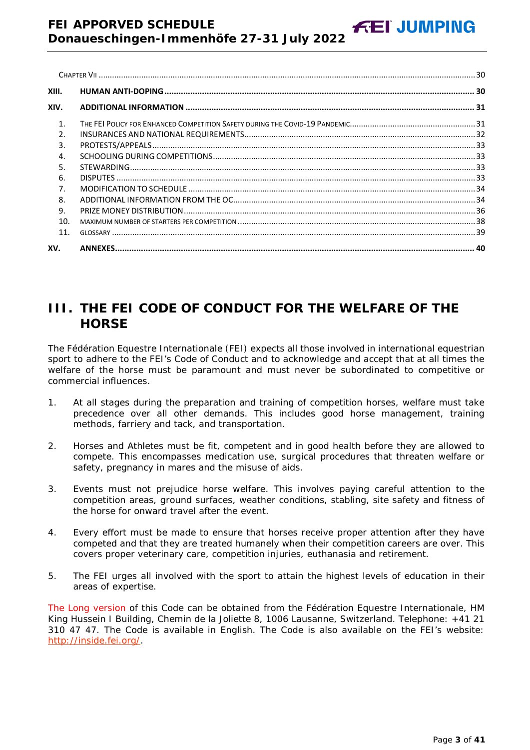Chapter VII ..... 30

XIII. HUMAN ANTI-DOPING ..... 30

XIV. ADDITIONAL INFORMATION ..... 31

1. The FEI Policy for Enhanced Competition Safety during the Covid-19 Pandemic ..... 31
2. INSURANCES AND NATIONAL REQUIREMENTS ..... 32
3. PROTESTS/APPEALS ..... 33
4. SCHOOLING DURING COMPETITIONS ..... 33
5. STEWARDING ..... 33
6. DISPUTES ..... 33
7. MODIFICATION TO SCHEDULE ..... 34
8. ADDITIONAL INFORMATION FROM THE OC ..... 34
9. PRIZE MONEY DISTRIBUTION ..... 36
10. MAXIMUM NUMBER OF STARTERS PER COMPETITION ..... 38
11. GLOSSARY ..... 39

XV. ANNEXES ..... 40

# III. THE FEI CODE OF CONDUCT FOR THE WELFARE OF THE HORSE

The Fédération Equestre Internationale (FEI) expects all those involved in international equestrian sport to adhere to the FEI's Code of Conduct and to acknowledge and accept that at all times the welfare of the horse must be paramount and must never be subordinated to competitive or commercial influences.

1. At all stages during the preparation and training of competition horses, welfare must take precedence over all other demands. This includes good horse management, training methods, farriery and tack, and transportation.

2. Horses and Athletes must be fit, competent and in good health before they are allowed to compete. This encompasses medication use, surgical procedures that threaten welfare or safety, pregnancy in mares and the misuse of aids.

3. Events must not prejudice horse welfare. This involves paying careful attention to the competition areas, ground surfaces, weather conditions, stabling, site safety and fitness of the horse for onward travel after the event.

4. Every effort must be made to ensure that horses receive proper attention after they have competed and that they are treated humanely when their competition careers are over. This covers proper veterinary care, competition injuries, euthanasia and retirement.

5. The FEI urges all involved with the sport to attain the highest levels of education in their areas of expertise.

The Long version of this Code can be obtained from the Fédération Equestre Internationale, HM King Hussein I Building, Chemin de la Joliette 8, 1006 Lausanne, Switzerland. Telephone: +41 21 310 47 47. The Code is available in English. The Code is also available on the FEI's website: http://inside.fei.org/.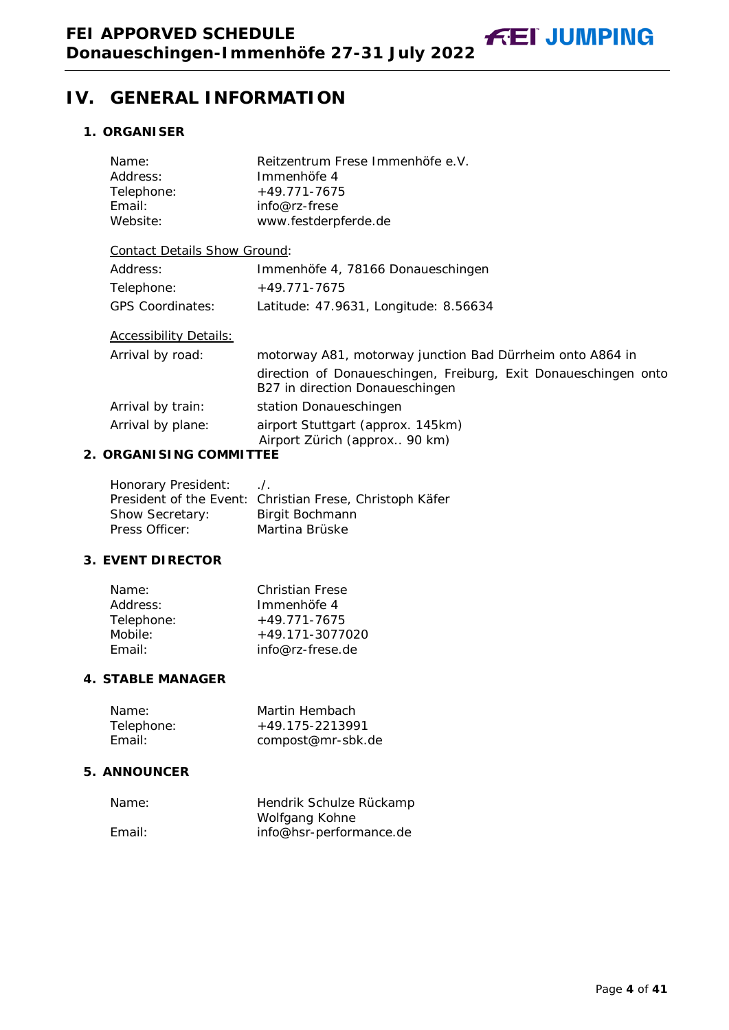# IV. GENERAL INFORMATION

## 1. ORGANISER

| | |
|---|---|
| Name: | Reitzentrum Frese Immenhöfe e.V. |
| Address: | Immenhöfe 4 |
| Telephone: | +49.771-7675 |
| Email: | info@rz-frese |
| Website: | www.festderpferde.de |

Contact Details Show Ground:

| | |
|---|---|
| Address: | Immenhöfe 4, 78166 Donaueschingen |
| Telephone: | +49.771-7675 |
| GPS Coordinates: | Latitude: 47.9631, Longitude: 8.56634 |

Accessibility Details:

| | |
|---|---|
| Arrival by road: | motorway A81, motorway junction Bad Dürrheim onto A864 in direction of Donaueschingen, Freiburg, Exit Donaueschingen onto B27 in direction Donaueschingen |
| Arrival by train: | station Donaueschingen |
| Arrival by plane: | airport Stuttgart (approx. 145km) Airport Zürich (approx.. 90 km) |

## 2. ORGANISING COMMITTEE

| | |
|---|---|
| Honorary President: | ./. |
| President of the Event: | Christian Frese, Christoph Käfer |
| Show Secretary: | Birgit Bochmann |
| Press Officer: | Martina Brüske |

## 3. EVENT DIRECTOR

| | |
|---|---|
| Name: | Christian Frese |
| Address: | Immenhöfe 4 |
| Telephone: | +49.771-7675 |
| Mobile: | +49.171-3077020 |
| Email: | info@rz-frese.de |

## 4. STABLE MANAGER

| | |
|---|---|
| Name: | Martin Hembach |
| Telephone: | +49.175-2213991 |
| Email: | compost@mr-sbk.de |

## 5. ANNOUNCER

| | |
|---|---|
| Name: | Hendrik Schulze Rückamp<br>Wolfgang Kohne |
| Email: | info@hsr-performance.de |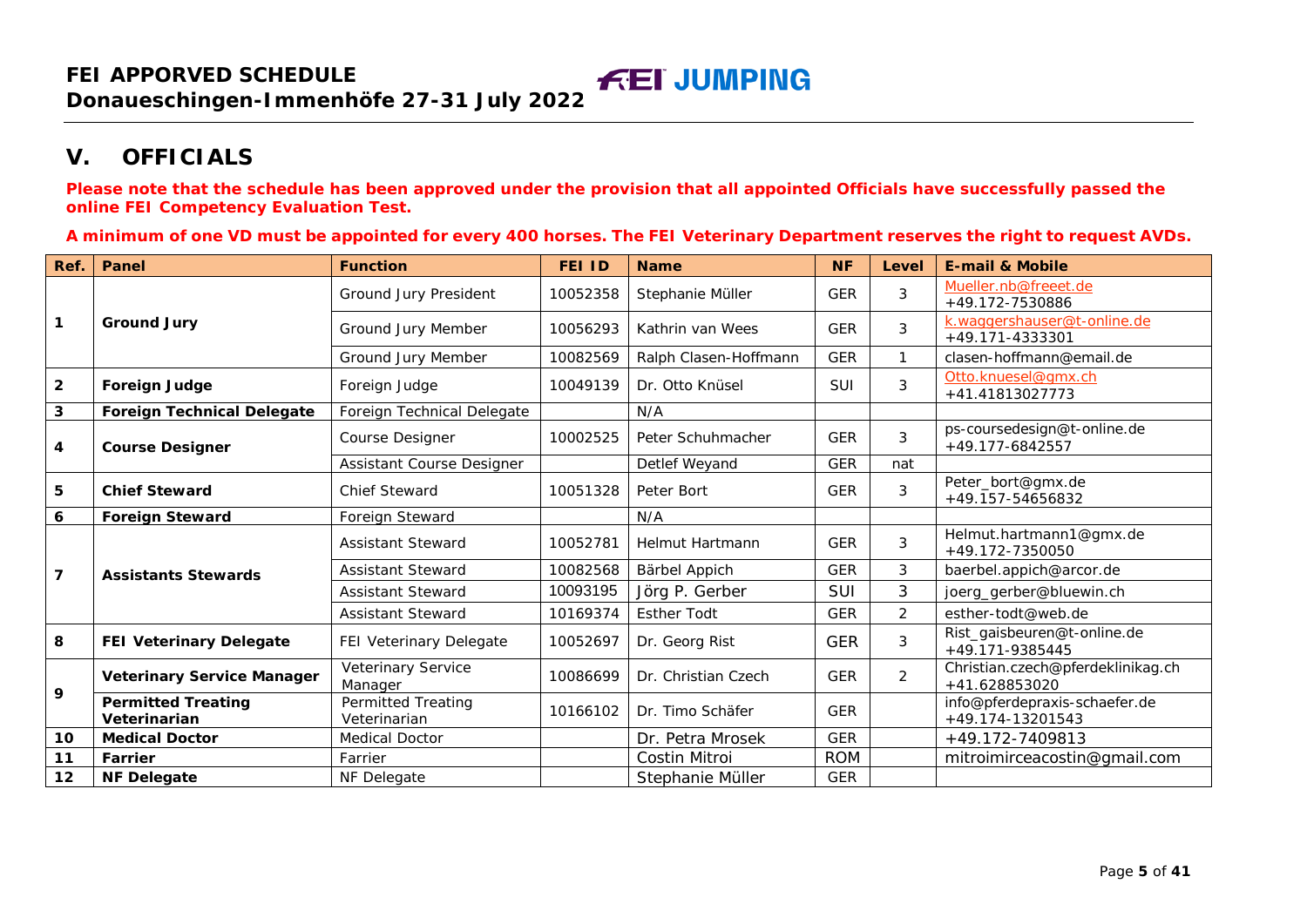## V. OFFICIALS

**Please note that the schedule has been approved under the provision that all appointed Officials have successfully passed the online FEI Competency Evaluation Test.**

**A minimum of one VD must be appointed for every 400 horses. The FEI Veterinary Department reserves the right to request AVDs.**

| Ref. | Panel | Function | FEI ID | Name | NF | Level | E-mail & Mobile |
|---|---|---|---|---|---|---|---|
| 1 | Ground Jury | Ground Jury President | 10052358 | Stephanie Müller | GER | 3 | Mueller.nb@freeet.de +49.172-7530886 |
| | | Ground Jury Member | 10056293 | Kathrin van Wees | GER | 3 | k.waggershauser@t-online.de +49.171-4333301 |
| | | Ground Jury Member | 10082569 | Ralph Clasen-Hoffmann | GER | 1 | clasen-hoffmann@email.de |
| 2 | Foreign Judge | Foreign Judge | 10049139 | Dr. Otto Knüsel | SUI | 3 | Otto.knuesel@gmx.ch +41.41813027773 |
| 3 | Foreign Technical Delegate | Foreign Technical Delegate | | N/A | | | |
| 4 | Course Designer | Course Designer | 10002525 | Peter Schuhmacher | GER | 3 | ps-coursedesign@t-online.de +49.177-6842557 |
| | | Assistant Course Designer | | Detlef Weyand | GER | nat | |
| 5 | Chief Steward | Chief Steward | 10051328 | Peter Bort | GER | 3 | Peter_bort@gmx.de +49.157-54656832 |
| 6 | Foreign Steward | Foreign Steward | | N/A | | | |
| 7 | Assistants Stewards | Assistant Steward | 10052781 | Helmut Hartmann | GER | 3 | Helmut.hartmann1@gmx.de +49.172-7350050 |
| | | Assistant Steward | 10082568 | Bärbel Appich | GER | 3 | baerbel.appich@arcor.de |
| | | Assistant Steward | 10093195 | Jörg P. Gerber | SUI | 3 | joerg_gerber@bluewin.ch |
| | | Assistant Steward | 10169374 | Esther Todt | GER | 2 | esther-todt@web.de |
| 8 | FEI Veterinary Delegate | FEI Veterinary Delegate | 10052697 | Dr. Georg Rist | GER | 3 | Rist_gaisbeuren@t-online.de +49.171-9385445 |
| 9 | Veterinary Service Manager | Veterinary Service Manager | 10086699 | Dr. Christian Czech | GER | 2 | Christian.czech@pferdeklinikag.ch +41.628853020 |
| | Permitted Treating Veterinarian | Permitted Treating Veterinarian | 10166102 | Dr. Timo Schäfer | GER | | info@pferdepraxis-schaefer.de +49.174-13201543 |
| 10 | Medical Doctor | Medical Doctor | | Dr. Petra Mrosek | GER | | +49.172-7409813 |
| 11 | Farrier | Farrier | | Costin Mitroi | ROM | | mitroimirceacostin@gmail.com |
| 12 | NF Delegate | NF Delegate | | Stephanie Müller | GER | | |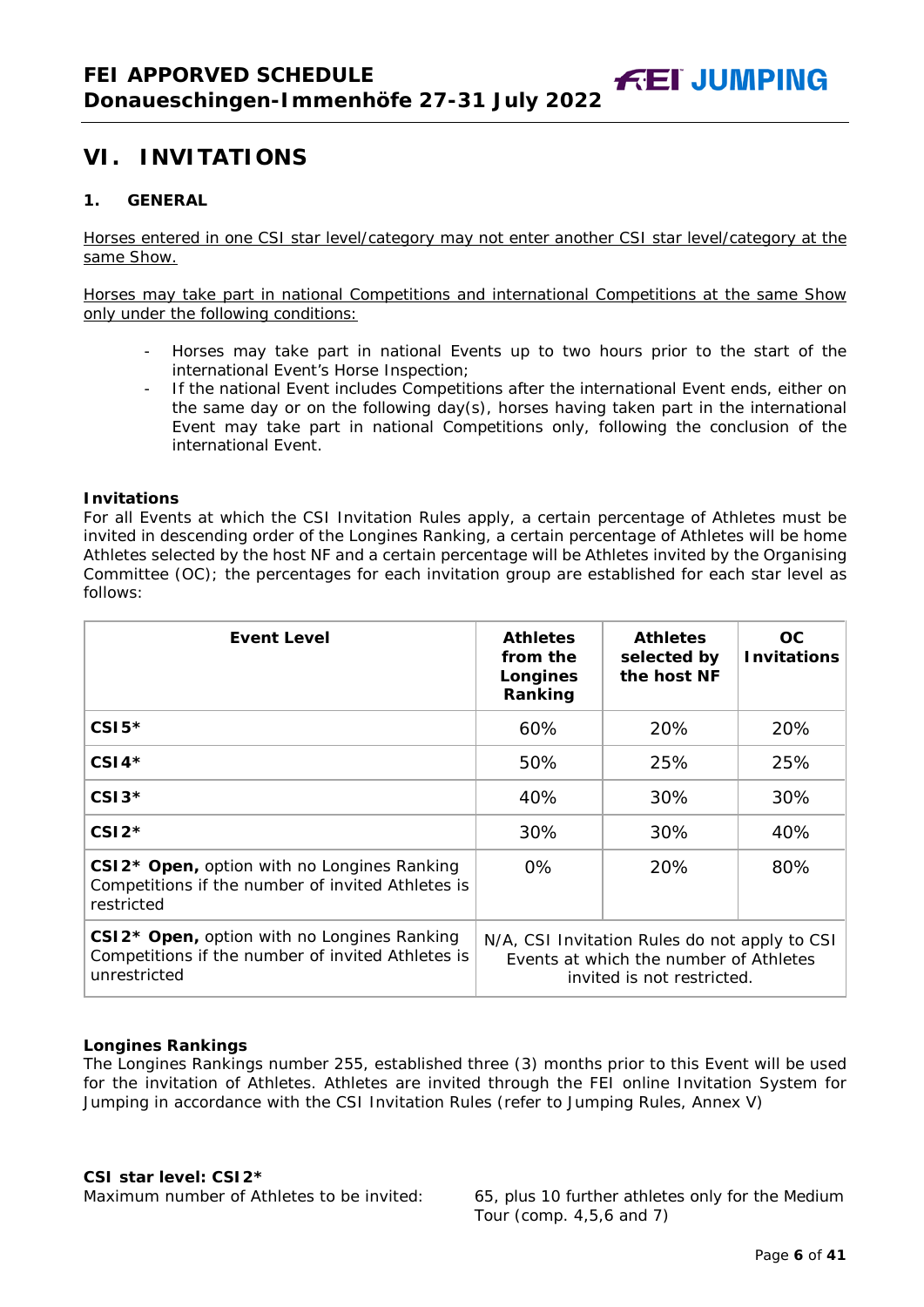# VI. INVITATIONS

## 1. GENERAL

Horses entered in one CSI star level/category may not enter another CSI star level/category at the same Show.

Horses may take part in national Competitions and international Competitions at the same Show only under the following conditions:

- Horses may take part in national Events up to two hours prior to the start of the international Event's Horse Inspection;
- If the national Event includes Competitions after the international Event ends, either on the same day or on the following day(s), horses having taken part in the international Event may take part in national Competitions only, following the conclusion of the international Event.

**Invitations**

For all Events at which the CSI Invitation Rules apply, a certain percentage of Athletes must be invited in descending order of the Longines Ranking, a certain percentage of Athletes will be home Athletes selected by the host NF and a certain percentage will be Athletes invited by the Organising Committee (OC); the percentages for each invitation group are established for each star level as follows:

| Event Level | Athletes from the Longines Ranking | Athletes selected by the host NF | OC Invitations |
|---|---|---|---|
| **CSI5*** | 60% | 20% | 20% |
| **CSI4*** | 50% | 25% | 25% |
| **CSI3*** | 40% | 30% | 30% |
| **CSI2*** | 30% | 30% | 40% |
| **CSI2* Open,** option with no Longines Ranking Competitions if the number of invited Athletes is restricted | 0% | 20% | 80% |
| **CSI2* Open,** option with no Longines Ranking Competitions if the number of invited Athletes is unrestricted | N/A, CSI Invitation Rules do not apply to CSI Events at which the number of Athletes invited is not restricted. | | |

**Longines Rankings**

The Longines Rankings number 255, established three (3) months prior to this Event will be used for the invitation of Athletes. Athletes are invited through the FEI online Invitation System for Jumping in accordance with the CSI Invitation Rules (refer to Jumping Rules, Annex V)

**CSI star level: CSI2***

Maximum number of Athletes to be invited: 65, plus 10 further athletes only for the Medium Tour (comp. 4,5,6 and 7)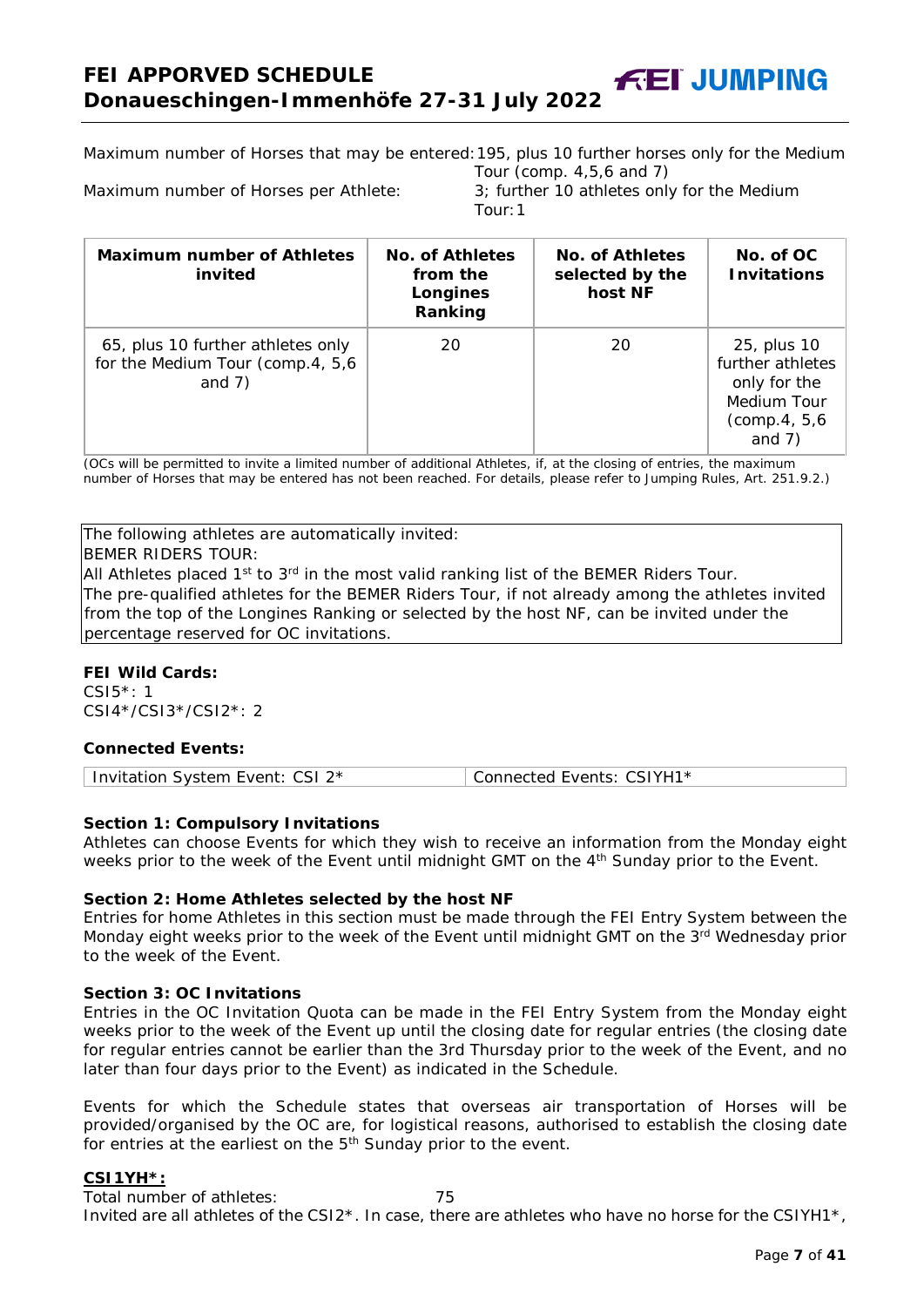Maximum number of Horses that may be entered: 195, plus 10 further horses only for the Medium Tour (comp. 4,5,6 and 7)

Maximum number of Horses per Athlete: 3; further 10 athletes only for the Medium Tour: 1

| Maximum number of Athletes invited | No. of Athletes from the Longines Ranking | No. of Athletes selected by the host NF | No. of OC Invitations |
|---|---|---|---|
| 65, plus 10 further athletes only for the Medium Tour (comp.4, 5,6 and 7) | 20 | 20 | 25, plus 10 further athletes only for the Medium Tour (comp.4, 5,6 and 7) |

(OCs will be permitted to invite a limited number of additional Athletes, if, at the closing of entries, the maximum number of Horses that may be entered has not been reached. For details, please refer to Jumping Rules, Art. 251.9.2.)

The following athletes are automatically invited:
BEMER RIDERS TOUR:
All Athletes placed 1st to 3rd in the most valid ranking list of the BEMER Riders Tour.
The pre-qualified athletes for the BEMER Riders Tour, if not already among the athletes invited from the top of the Longines Ranking or selected by the host NF, can be invited under the percentage reserved for OC invitations.

**FEI Wild Cards:**
CSI5*: 1
CSI4*/CSI3*/CSI2*: 2

**Connected Events:**

| Invitation System Event: CSI 2* | Connected Events: CSIYH1* |
|---|---|

**Section 1: Compulsory Invitations**
Athletes can choose Events for which they wish to receive an information from the Monday eight weeks prior to the week of the Event until midnight GMT on the 4th Sunday prior to the Event.

**Section 2: Home Athletes selected by the host NF**
Entries for home Athletes in this section must be made through the FEI Entry System between the Monday eight weeks prior to the week of the Event until midnight GMT on the 3rd Wednesday prior to the week of the Event.

**Section 3: OC Invitations**
Entries in the OC Invitation Quota can be made in the FEI Entry System from the Monday eight weeks prior to the week of the Event up until the closing date for regular entries (the closing date for regular entries cannot be earlier than the 3rd Thursday prior to the week of the Event, and no later than four days prior to the Event) as indicated in the Schedule.

Events for which the Schedule states that overseas air transportation of Horses will be provided/organised by the OC are, for logistical reasons, authorised to establish the closing date for entries at the earliest on the 5th Sunday prior to the event.

**CSI1YH*:**
Total number of athletes: 75
Invited are all athletes of the CSI2*. In case, there are athletes who have no horse for the CSIYH1*,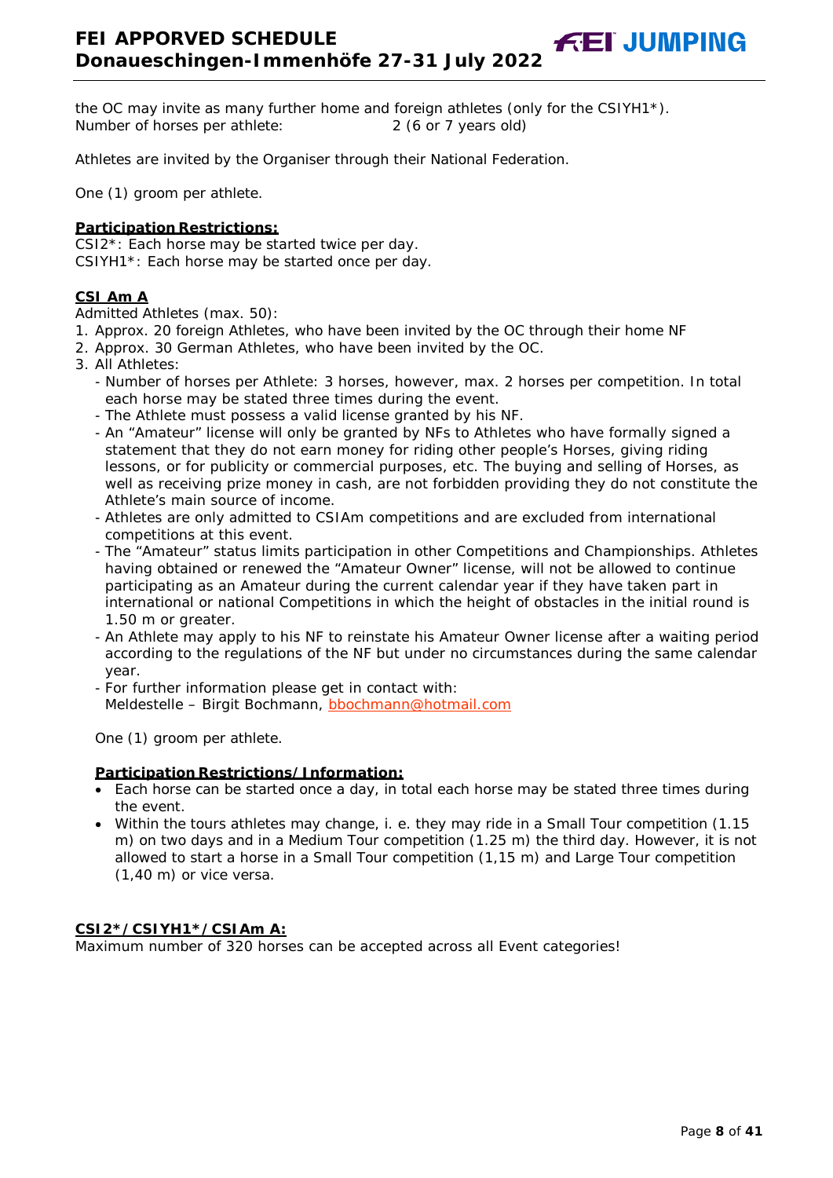the OC may invite as many further home and foreign athletes (only for the CSIYH1*).
Number of horses per athlete: 2 (6 or 7 years old)

Athletes are invited by the Organiser through their National Federation.

One (1) groom per athlete.

**Participation Restrictions:**
CSI2*: Each horse may be started twice per day.
CSIYH1*: Each horse may be started once per day.

**CSI Am A**

Admitted Athletes (max. 50):

1. Approx. 20 foreign Athletes, who have been invited by the OC through their home NF
2. Approx. 30 German Athletes, who have been invited by the OC.
3. All Athletes:
   - Number of horses per Athlete: 3 horses, however, max. 2 horses per competition. In total each horse may be stated three times during the event.
   - The Athlete must possess a valid license granted by his NF.
   - An "Amateur" license will only be granted by NFs to Athletes who have formally signed a statement that they do not earn money for riding other people's Horses, giving riding lessons, or for publicity or commercial purposes, etc. The buying and selling of Horses, as well as receiving prize money in cash, are not forbidden providing they do not constitute the Athlete's main source of income.
   - Athletes are only admitted to CSIAm competitions and are excluded from international competitions at this event.
   - The "Amateur" status limits participation in other Competitions and Championships. Athletes having obtained or renewed the "Amateur Owner" license, will not be allowed to continue participating as an Amateur during the current calendar year if they have taken part in international or national Competitions in which the height of obstacles in the initial round is 1.50 m or greater.
   - An Athlete may apply to his NF to reinstate his Amateur Owner license after a waiting period according to the regulations of the NF but under no circumstances during the same calendar year.
   - For further information please get in contact with:
     Meldestelle – Birgit Bochmann, bbochmann@hotmail.com

One (1) groom per athlete.

**Participation Restrictions/Information:**

- Each horse can be started once a day, in total each horse may be stated three times during the event.
- Within the tours athletes may change, i. e. they may ride in a Small Tour competition (1.15 m) on two days and in a Medium Tour competition (1.25 m) the third day. However, it is not allowed to start a horse in a Small Tour competition (1,15 m) and Large Tour competition (1,40 m) or vice versa.

**CSI2*/CSIYH1*/CSIAm A:**
Maximum number of 320 horses can be accepted across all Event categories!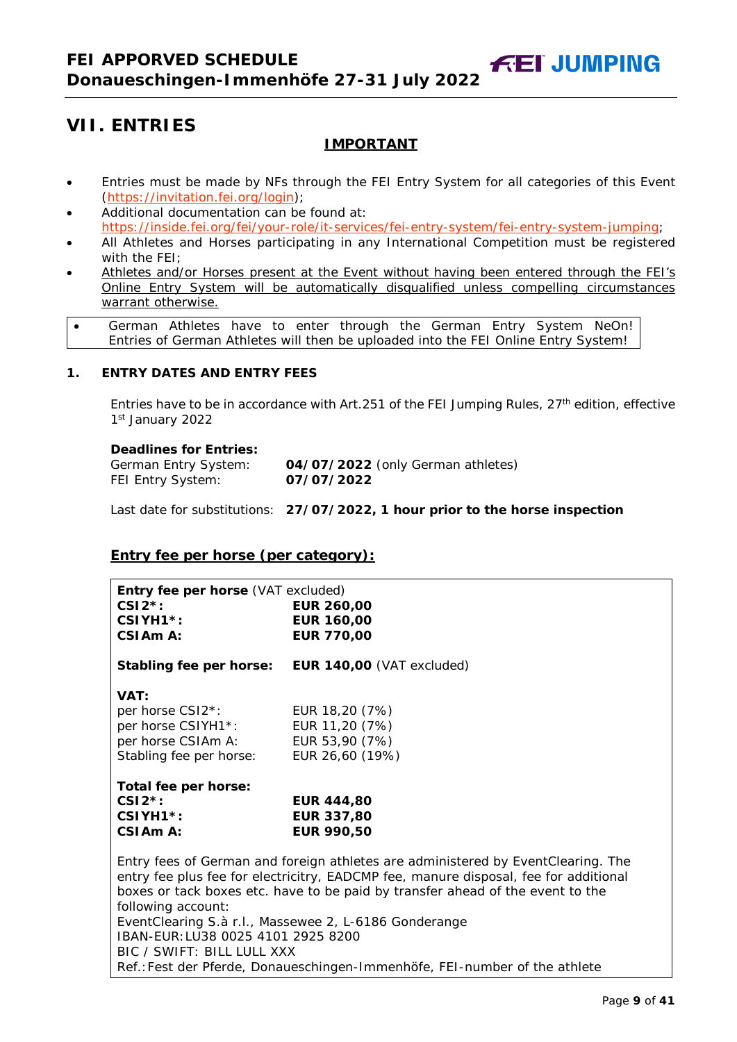## VII. ENTRIES

**IMPORTANT**

- Entries must be made by NFs through the FEI Entry System for all categories of this Event (https://invitation.fei.org/login);
- Additional documentation can be found at: https://inside.fei.org/fei/your-role/it-services/fei-entry-system/fei-entry-system-jumping;
- All Athletes and Horses participating in any International Competition must be registered with the FEI;
- Athletes and/or Horses present at the Event without having been entered through the FEI's Online Entry System will be automatically disqualified unless compelling circumstances warrant otherwise.

- German Athletes have to enter through the German Entry System NeOn! Entries of German Athletes will then be uploaded into the FEI Online Entry System!

### 1. ENTRY DATES AND ENTRY FEES

Entries have to be in accordance with Art.251 of the FEI Jumping Rules, 27th edition, effective 1st January 2022

**Deadlines for Entries:**

| | |
|---|---|
| German Entry System: | **04/07/2022** (only German athletes) |
| FEI Entry System: | **07/07/2022** |

Last date for substitutions: **27/07/2022, 1 hour prior to the horse inspection**

**Entry fee per horse (per category):**

**Entry fee per horse** (VAT excluded)

| | |
|---|---|
| **CSI2*:** | **EUR 260,00** |
| **CSIYH1*:** | **EUR 160,00** |
| **CSIAm A:** | **EUR 770,00** |

**Stabling fee per horse:** **EUR 140,00** (VAT excluded)

**VAT:**

| | |
|---|---|
| per horse CSI2*: | EUR 18,20 (7%) |
| per horse CSIYH1*: | EUR 11,20 (7%) |
| per horse CSIAm A: | EUR 53,90 (7%) |
| Stabling fee per horse: | EUR 26,60 (19%) |

**Total fee per horse:**

| | |
|---|---|
| **CSI2*:** | **EUR 444,80** |
| **CSIYH1*:** | **EUR 337,80** |
| **CSIAm A:** | **EUR 990,50** |

Entry fees of German and foreign athletes are administered by EventClearing. The entry fee plus fee for electricity, EADCMP fee, manure disposal, fee for additional boxes or tack boxes etc. have to be paid by transfer ahead of the event to the following account:
EventClearing S.à r.l., Massewee 2, L-6186 Gonderange
IBAN-EUR:LU38 0025 4101 2925 8200
BIC / SWIFT: BILL LULL XXX
Ref.:Fest der Pferde, Donaueschingen-Immenhöfe, FEI-number of the athlete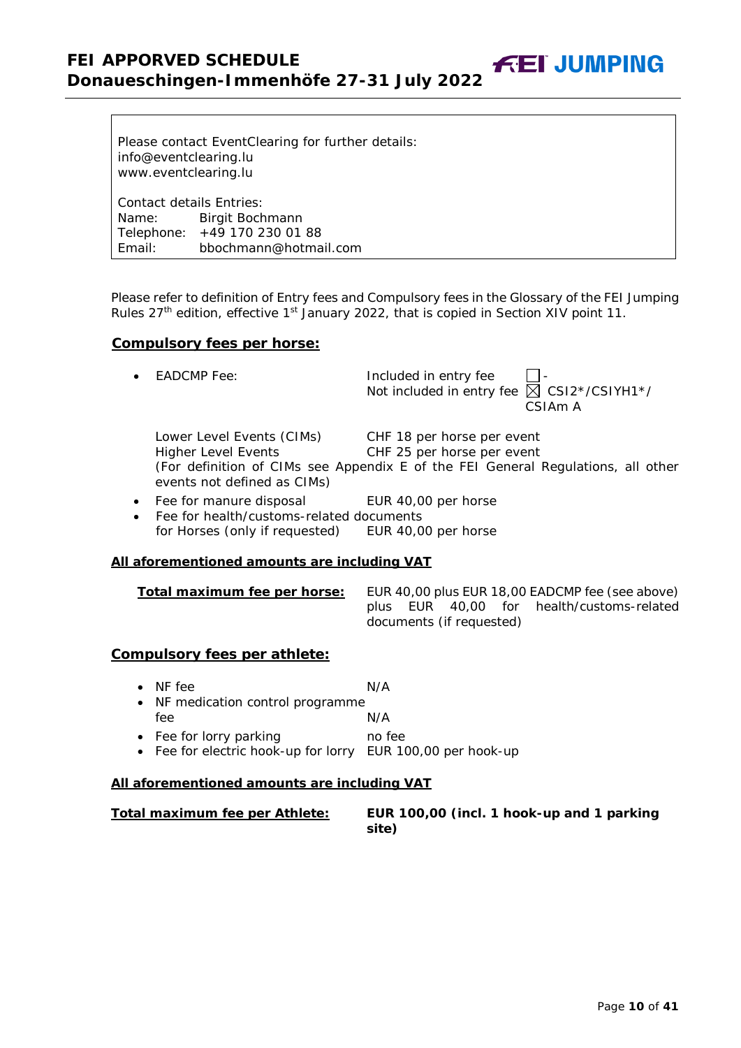Please contact EventClearing for further details:
info@eventclearing.lu
www.eventclearing.lu

Contact details Entries:
Name: Birgit Bochmann
Telephone: +49 170 230 01 88
Email: bbochmann@hotmail.com

Please refer to definition of Entry fees and Compulsory fees in the Glossary of the FEI Jumping Rules 27th edition, effective 1st January 2022, that is copied in Section XIV point 11.

**Compulsory fees per horse:**

- EADCMP Fee: Included in entry fee ☐ -
  Not included in entry fee ☒ CSI2*/CSIYH1*/CSIAm A

  Lower Level Events (CIMs) CHF 18 per horse per event
  Higher Level Events CHF 25 per horse per event
  (For definition of CIMs see Appendix E of the FEI General Regulations, all other events not defined as CIMs)

- Fee for manure disposal EUR 40,00 per horse
- Fee for health/customs-related documents for Horses (only if requested) EUR 40,00 per horse

**All aforementioned amounts are including VAT**

**Total maximum fee per horse:** EUR 40,00 plus EUR 18,00 EADCMP fee (see above) plus EUR 40,00 for health/customs-related documents (if requested)

**Compulsory fees per athlete:**

- NF fee N/A
- NF medication control programme fee N/A
- Fee for lorry parking no fee
- Fee for electric hook-up for lorry EUR 100,00 per hook-up

**All aforementioned amounts are including VAT**

**Total maximum fee per Athlete:** **EUR 100,00 (incl. 1 hook-up and 1 parking site)**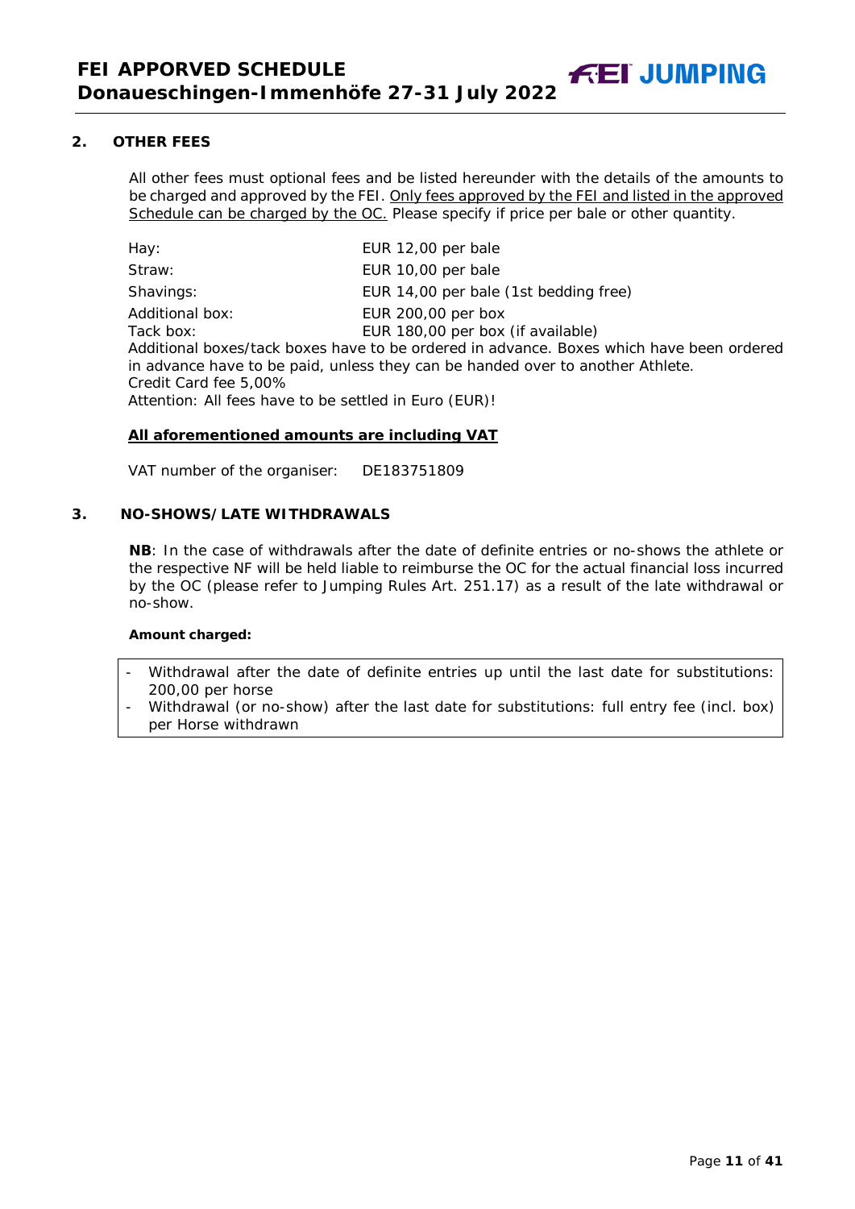## 2. OTHER FEES

All other fees must optional fees and be listed hereunder with the details of the amounts to be charged and approved by the FEI. Only fees approved by the FEI and listed in the approved Schedule can be charged by the OC. Please specify if price per bale or other quantity.

| | |
|---|---|
| Hay: | EUR 12,00 per bale |
| Straw: | EUR 10,00 per bale |
| Shavings: | EUR 14,00 per bale (1st bedding free) |
| Additional box: | EUR 200,00 per box |
| Tack box: | EUR 180,00 per box (if available) |

Additional boxes/tack boxes have to be ordered in advance. Boxes which have been ordered in advance have to be paid, unless they can be handed over to another Athlete.
Credit Card fee 5,00%
Attention: All fees have to be settled in Euro (EUR)!

**All aforementioned amounts are including VAT**

VAT number of the organiser: DE183751809

## 3. NO-SHOWS/LATE WITHDRAWALS

**NB**: In the case of withdrawals after the date of definite entries or no-shows the athlete or the respective NF will be held liable to reimburse the OC for the actual financial loss incurred by the OC (please refer to Jumping Rules Art. 251.17) as a result of the late withdrawal or no-show.

**Amount charged:**

- Withdrawal after the date of definite entries up until the last date for substitutions: 200,00 per horse
- Withdrawal (or no-show) after the last date for substitutions: full entry fee (incl. box) per Horse withdrawn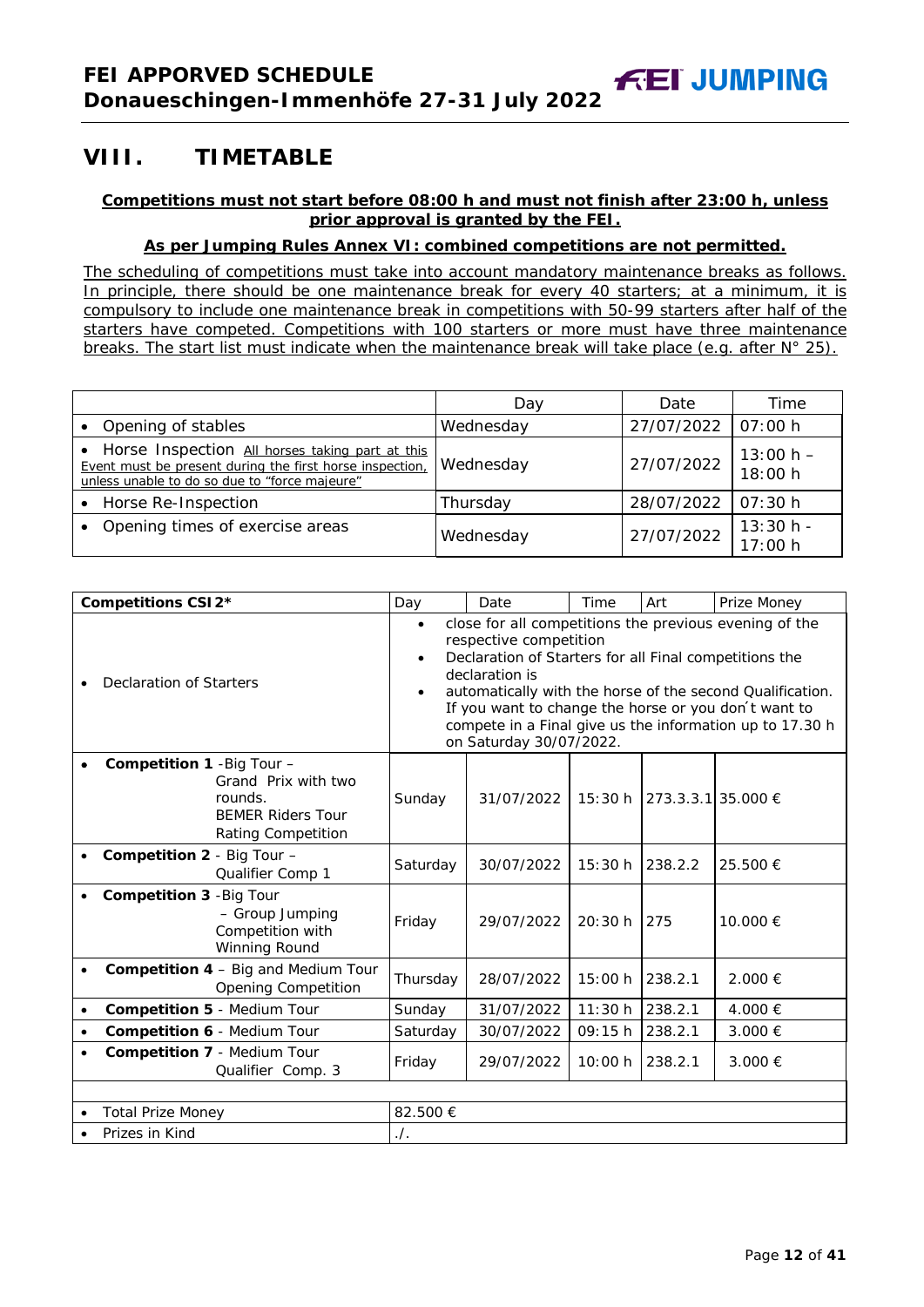# VIII. TIMETABLE

**Competitions must not start before 08:00 h and must not finish after 23:00 h, unless prior approval is granted by the FEI.**

**As per Jumping Rules Annex VI: combined competitions are not permitted.**

The scheduling of competitions must take into account mandatory maintenance breaks as follows. In principle, there should be one maintenance break for every 40 starters; at a minimum, it is compulsory to include one maintenance break in competitions with 50-99 starters after half of the starters have competed. Competitions with 100 starters or more must have three maintenance breaks. The start list must indicate when the maintenance break will take place (e.g. after N° 25).

| | Day | Date | Time |
|---|---|---|---|
| • Opening of stables | Wednesday | 27/07/2022 | 07:00 h |
| • Horse Inspection All horses taking part at this Event must be present during the first horse inspection, unless unable to do so due to "force majeure" | Wednesday | 27/07/2022 | 13:00 h – 18:00 h |
| • Horse Re-Inspection | Thursday | 28/07/2022 | 07:30 h |
| • Opening times of exercise areas | Wednesday | 27/07/2022 | 13:30 h - 17:00 h |

| **Competitions CSI2*** | Day | Date | Time | Art | Prize Money |
|---|---|---|---|---|---|
| • Declaration of Starters | • close for all competitions the previous evening of the respective competition<br>• Declaration of Starters for all Final competitions the declaration is<br>• automatically with the horse of the second Qualification. If you want to change the horse or you don´t want to compete in a Final give us the information up to 17.30 h on Saturday 30/07/2022. | | | | |
| • **Competition 1** -Big Tour – Grand Prix with two rounds. BEMER Riders Tour Rating Competition | Sunday | 31/07/2022 | 15:30 h | 273.3.3.1 | 35.000 € |
| • **Competition 2** - Big Tour – Qualifier Comp 1 | Saturday | 30/07/2022 | 15:30 h | 238.2.2 | 25.500 € |
| • **Competition 3** -Big Tour – Group Jumping Competition with Winning Round | Friday | 29/07/2022 | 20:30 h | 275 | 10.000 € |
| • **Competition 4** – Big and Medium Tour Opening Competition | Thursday | 28/07/2022 | 15:00 h | 238.2.1 | 2.000 € |
| • **Competition 5** - Medium Tour | Sunday | 31/07/2022 | 11:30 h | 238.2.1 | 4.000 € |
| • **Competition 6** - Medium Tour | Saturday | 30/07/2022 | 09:15 h | 238.2.1 | 3.000 € |
| • **Competition 7** - Medium Tour Qualifier Comp. 3 | Friday | 29/07/2022 | 10:00 h | 238.2.1 | 3.000 € |
| | | | | | |
| • Total Prize Money | 82.500 € | | | | |
| • Prizes in Kind | ./. | | | | |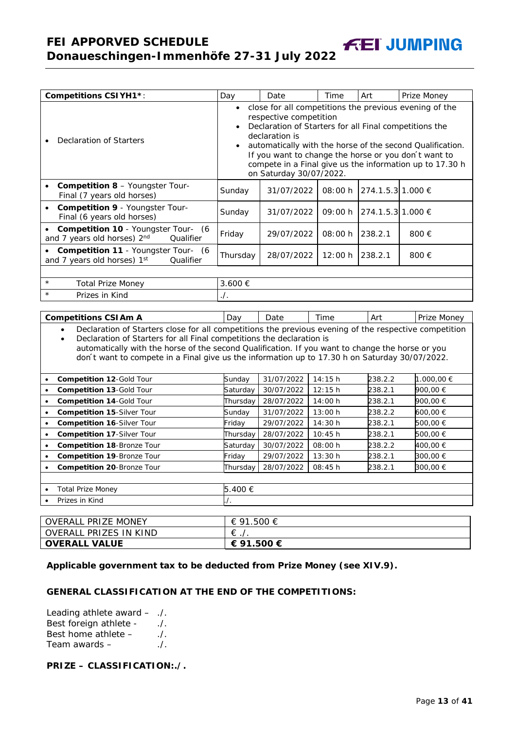| Competitions CSIYH1*: | Day | Date | Time | Art | Prize Money |
|---|---|---|---|---|---|
| • Declaration of Starters | • close for all competitions the previous evening of the respective competition<br>• Declaration of Starters for all Final competitions the declaration is<br>• automatically with the horse of the second Qualification. If you want to change the horse or you don´t want to compete in a Final give us the information up to 17.30 h on Saturday 30/07/2022. | | | | |
| • **Competition 8** – Youngster Tour- Final (7 years old horses) | Sunday | 31/07/2022 | 08:00 h | 274.1.5.3 | 1.000 € |
| • **Competition 9** - Youngster Tour- Final (6 years old horses) | Sunday | 31/07/2022 | 09:00 h | 274.1.5.3 | 1.000 € |
| • **Competition 10** - Youngster Tour- (6 and 7 years old horses) 2nd Qualifier | Friday | 29/07/2022 | 08:00 h | 238.2.1 | 800 € |
| • **Competition 11** - Youngster Tour- (6 and 7 years old horses) 1st Qualifier | Thursday | 28/07/2022 | 12:00 h | 238.2.1 | 800 € |
| | | | | | |
| * Total Prize Money | 3.600 € | | | | |
| * Prizes in Kind | ./. | | | | |

| Competitions CSIAm A | Day | Date | Time | Art | Prize Money |
|---|---|---|---|---|---|
| • Declaration of Starters close for all competitions the previous evening of the respective competition<br>• Declaration of Starters for all Final competitions the declaration is automatically with the horse of the second Qualification. If you want to change the horse or you don´t want to compete in a Final give us the information up to 17.30 h on Saturday 30/07/2022. | | | | | |
| • **Competition 12**-Gold Tour | Sunday | 31/07/2022 | 14:15 h | 238.2.2 | 1.000,00 € |
| • **Competition 13**-Gold Tour | Saturday | 30/07/2022 | 12:15 h | 238.2.1 | 900,00 € |
| • **Competition 14**-Gold Tour | Thursday | 28/07/2022 | 14:00 h | 238.2.1 | 900,00 € |
| • **Competition 15**-Silver Tour | Sunday | 31/07/2022 | 13:00 h | 238.2.2 | 600,00 € |
| • **Competition 16**-Silver Tour | Friday | 29/07/2022 | 14:30 h | 238.2.1 | 500,00 € |
| • **Competition 17**-Silver Tour | Thursday | 28/07/2022 | 10:45 h | 238.2.1 | 500,00 € |
| • **Competition 18**-Bronze Tour | Saturday | 30/07/2022 | 08:00 h | 238.2.2 | 400,00 € |
| • **Competition 19**-Bronze Tour | Friday | 29/07/2022 | 13:30 h | 238.2.1 | 300,00 € |
| • **Competition 20**-Bronze Tour | Thursday | 28/07/2022 | 08:45 h | 238.2.1 | 300,00 € |
| | | | | | |
| • Total Prize Money | 5.400 € | | | | |
| • Prizes in Kind | ./. | | | | |

| OVERALL PRIZE MONEY | € 91.500 € |
|---|---|
| OVERALL PRIZES IN KIND | € ./. |
| **OVERALL VALUE** | **€ 91.500 €** |

**Applicable government tax to be deducted from Prize Money (see XIV.9).**

**GENERAL CLASSIFICATION AT THE END OF THE COMPETITIONS:**

Leading athlete award – ./.
Best foreign athlete - ./.
Best home athlete – ./.
Team awards – ./.

**PRIZE – CLASSIFICATION:./.**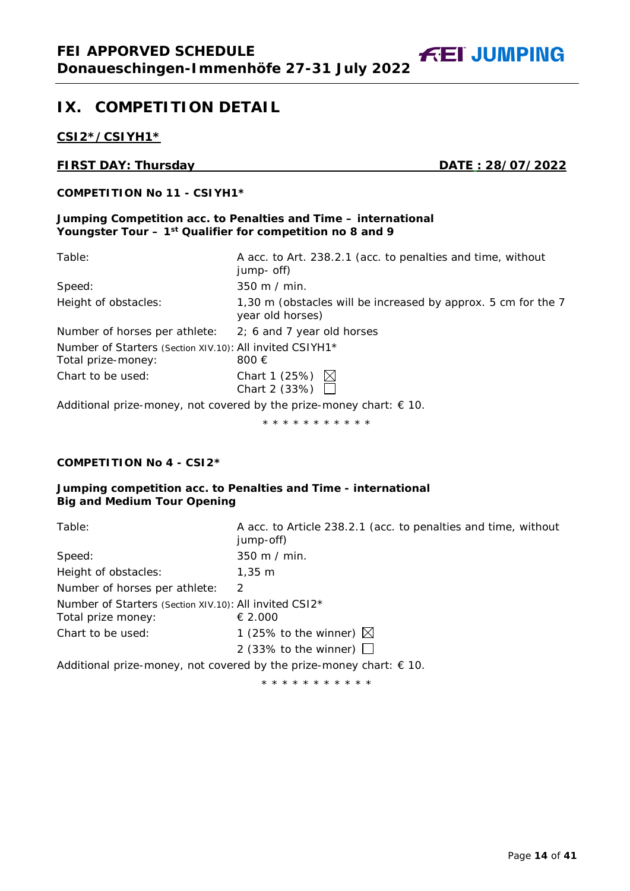## IX. COMPETITION DETAIL

**CSI2*/CSIYH1***

**FIRST DAY: Thursday** **DATE : 28/07/2022**

**COMPETITION No 11 - CSIYH1***

**Jumping Competition acc. to Penalties and Time – international Youngster Tour – 1st Qualifier for competition no 8 and 9**

| | |
|---|---|
| Table: | A acc. to Art. 238.2.1 (acc. to penalties and time, without jump- off) |
| Speed: | 350 m / min. |
| Height of obstacles: | 1,30 m (obstacles will be increased by approx. 5 cm for the 7 year old horses) |
| Number of horses per athlete: | 2; 6 and 7 year old horses |
| Number of Starters (Section XIV.10): | All invited CSIYH1* |
| Total prize-money: | 800 € |
| Chart to be used: | Chart 1 (25%) ☒<br>Chart 2 (33%) ☐ |

Additional prize-money, not covered by the prize-money chart: € 10.

\* * * * * * * * * * *

**COMPETITION No 4 - CSI2***

**Jumping competition acc. to Penalties and Time - international Big and Medium Tour Opening**

| | |
|---|---|
| Table: | A acc. to Article 238.2.1 (acc. to penalties and time, without jump-off) |
| Speed: | 350 m / min. |
| Height of obstacles: | 1,35 m |
| Number of horses per athlete: | 2 |
| Number of Starters (Section XIV.10): | All invited CSI2* |
| Total prize money: | € 2.000 |
| Chart to be used: | 1 (25% to the winner) ☒<br>2 (33% to the winner) ☐ |

Additional prize-money, not covered by the prize-money chart: € 10.

\* * * * * * * * * * *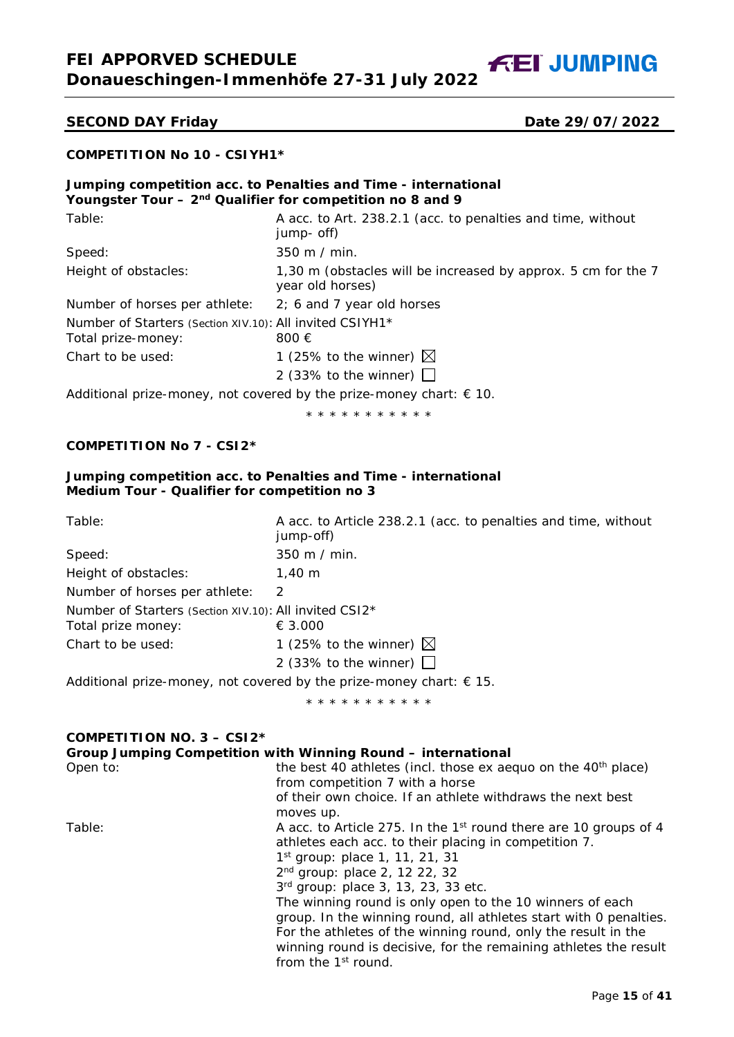## SECOND DAY Friday — Date 29/07/2022

### COMPETITION No 10 - CSIYH1*

**Jumping competition acc. to Penalties and Time - international Youngster Tour – 2nd Qualifier for competition no 8 and 9**

| | |
|---|---|
| Table: | A acc. to Art. 238.2.1 (acc. to penalties and time, without jump- off) |
| Speed: | 350 m / min. |
| Height of obstacles: | 1,30 m (obstacles will be increased by approx. 5 cm for the 7 year old horses) |
| Number of horses per athlete: | 2; 6 and 7 year old horses |
| Number of Starters (Section XIV.10): | All invited CSIYH1* |
| Total prize-money: | 800 € |
| Chart to be used: | 1 (25% to the winner) ☒ |
| | 2 (33% to the winner) ☐ |

Additional prize-money, not covered by the prize-money chart: € 10.

* * * * * * * * * * *

### COMPETITION No 7 - CSI2*

**Jumping competition acc. to Penalties and Time - international Medium Tour - Qualifier for competition no 3**

| | |
|---|---|
| Table: | A acc. to Article 238.2.1 (acc. to penalties and time, without jump-off) |
| Speed: | 350 m / min. |
| Height of obstacles: | 1,40 m |
| Number of horses per athlete: | 2 |
| Number of Starters (Section XIV.10): | All invited CSI2* |
| Total prize money: | € 3.000 |
| Chart to be used: | 1 (25% to the winner) ☒ |
| | 2 (33% to the winner) ☐ |

Additional prize-money, not covered by the prize-money chart: € 15.

* * * * * * * * * * *

### COMPETITION NO. 3 – CSI2*

**Group Jumping Competition with Winning Round – international**

| | |
|---|---|
| Open to: | the best 40 athletes (incl. those ex aequo on the 40th place) from competition 7 with a horse of their own choice. If an athlete withdraws the next best moves up. |
| Table: | A acc. to Article 275. In the 1st round there are 10 groups of 4 athletes each acc. to their placing in competition 7.<br>1st group: place 1, 11, 21, 31<br>2nd group: place 2, 12 22, 32<br>3rd group: place 3, 13, 23, 33 etc.<br>The winning round is only open to the 10 winners of each group. In the winning round, all athletes start with 0 penalties. For the athletes of the winning round, only the result in the winning round is decisive, for the remaining athletes the result from the 1st round. |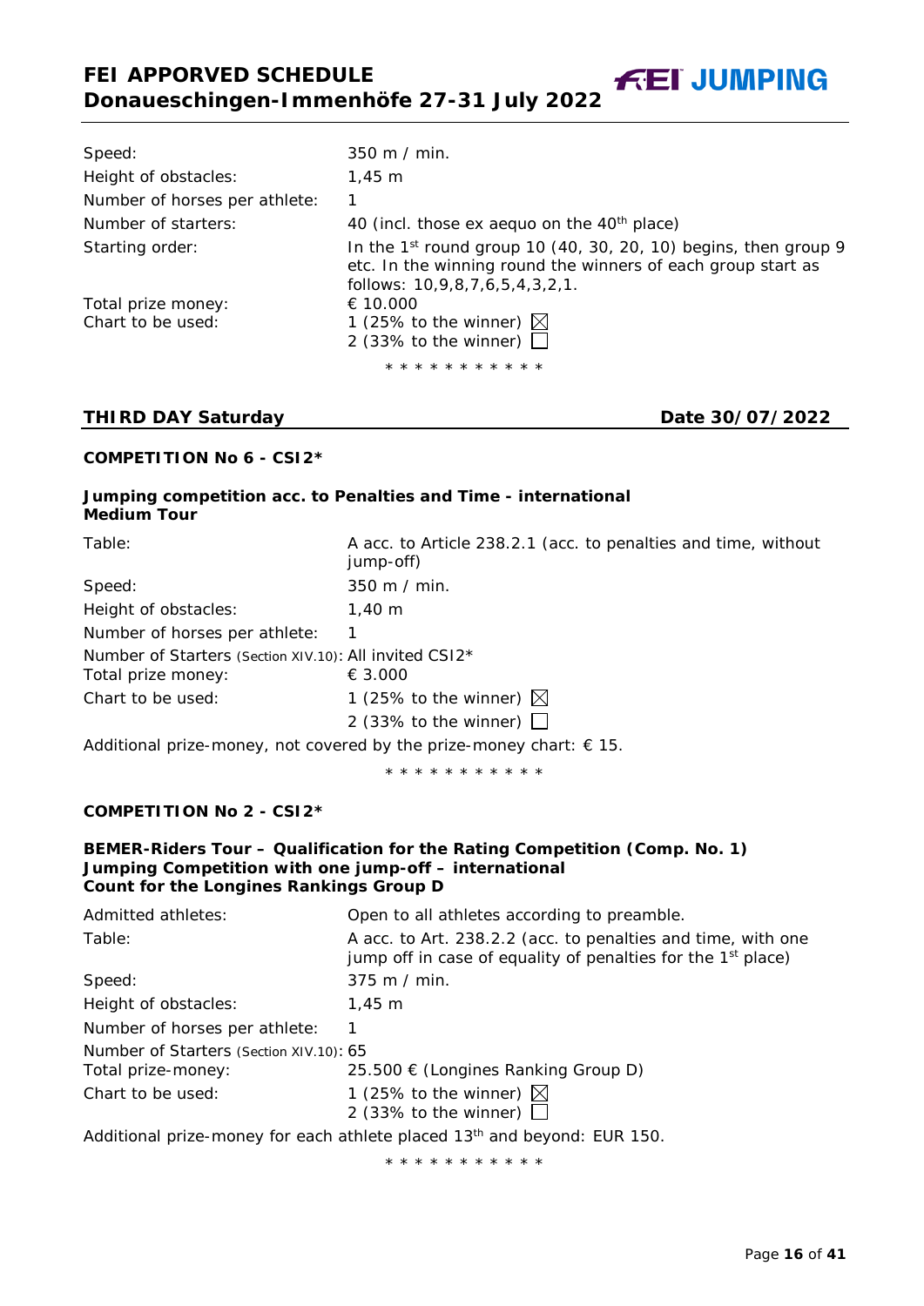| | |
|---|---|
| Speed: | 350 m / min. |
| Height of obstacles: | 1,45 m |
| Number of horses per athlete: | 1 |
| Number of starters: | 40 (incl. those ex aequo on the 40th place) |
| Starting order: | In the 1st round group 10 (40, 30, 20, 10) begins, then group 9 etc. In the winning round the winners of each group start as follows: 10,9,8,7,6,5,4,3,2,1. |
| Total prize money: | € 10.000 |
| Chart to be used: | 1 (25% to the winner) ☒<br>2 (33% to the winner) ☐ |

\* \* \* \* \* \* \* \* \* \* \*

## THIRD DAY Saturday — Date 30/07/2022

### COMPETITION No 6 - CSI2*

**Jumping competition acc. to Penalties and Time - international Medium Tour**

| | |
|---|---|
| Table: | A acc. to Article 238.2.1 (acc. to penalties and time, without jump-off) |
| Speed: | 350 m / min. |
| Height of obstacles: | 1,40 m |
| Number of horses per athlete: | 1 |
| Number of Starters (Section XIV.10): | All invited CSI2* |
| Total prize money: | € 3.000 |
| Chart to be used: | 1 (25% to the winner) ☒<br>2 (33% to the winner) ☐ |

Additional prize-money, not covered by the prize-money chart: € 15.

\* \* \* \* \* \* \* \* \* \* \*

### COMPETITION No 2 - CSI2*

**BEMER-Riders Tour – Qualification for the Rating Competition (Comp. No. 1)**
**Jumping Competition with one jump-off – international**
**Count for the Longines Rankings Group D**

| | |
|---|---|
| Admitted athletes: | Open to all athletes according to preamble. |
| Table: | A acc. to Art. 238.2.2 (acc. to penalties and time, with one jump off in case of equality of penalties for the 1st place) |
| Speed: | 375 m / min. |
| Height of obstacles: | 1,45 m |
| Number of horses per athlete: | 1 |
| Number of Starters (Section XIV.10): | 65 |
| Total prize-money: | 25.500 € (Longines Ranking Group D) |
| Chart to be used: | 1 (25% to the winner) ☒<br>2 (33% to the winner) ☐ |

Additional prize-money for each athlete placed 13th and beyond: EUR 150.

\* \* \* \* \* \* \* \* \* \* \*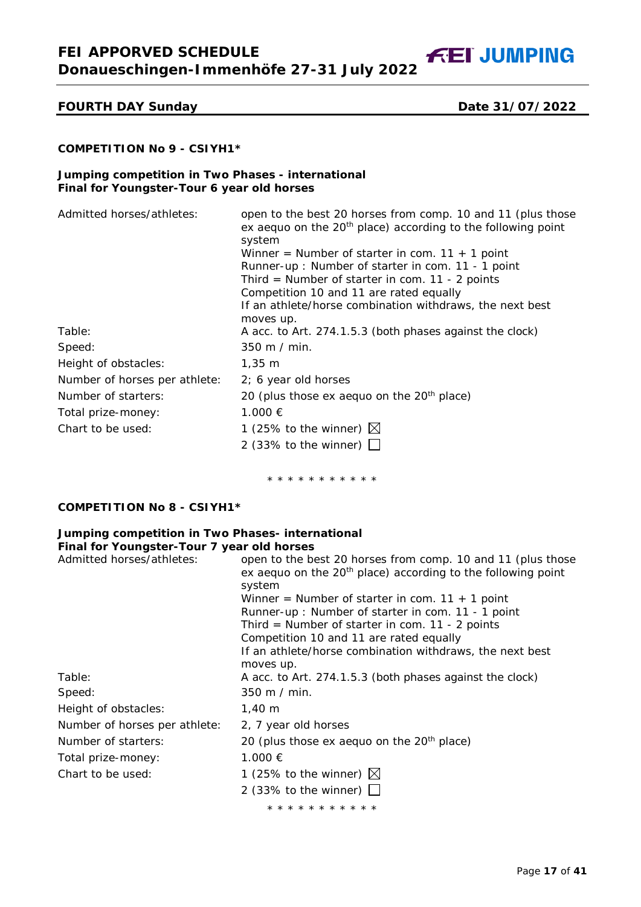## FOURTH DAY Sunday

**Date 31/07/2022**

### COMPETITION No 9 - CSIYH1*

**Jumping competition in Two Phases - international**
**Final for Youngster-Tour 6 year old horses**

| | |
|---|---|
| Admitted horses/athletes: | open to the best 20 horses from comp. 10 and 11 (plus those ex aequo on the 20th place) according to the following point system<br>Winner = Number of starter in com. 11 + 1 point<br>Runner-up : Number of starter in com. 11 - 1 point<br>Third = Number of starter in com. 11 - 2 points<br>Competition 10 and 11 are rated equally<br>If an athlete/horse combination withdraws, the next best moves up. |
| Table: | A acc. to Art. 274.1.5.3 (both phases against the clock) |
| Speed: | 350 m / min. |
| Height of obstacles: | 1,35 m |
| Number of horses per athlete: | 2; 6 year old horses |
| Number of starters: | 20 (plus those ex aequo on the 20th place) |
| Total prize-money: | 1.000 € |
| Chart to be used: | 1 (25% to the winner) ☒<br>2 (33% to the winner) ☐ |

* * * * * * * * * * *

### COMPETITION No 8 - CSIYH1*

**Jumping competition in Two Phases- international**
**Final for Youngster-Tour 7 year old horses**

| | |
|---|---|
| Admitted horses/athletes: | open to the best 20 horses from comp. 10 and 11 (plus those ex aequo on the 20th place) according to the following point system<br>Winner = Number of starter in com. 11 + 1 point<br>Runner-up : Number of starter in com. 11 - 1 point<br>Third = Number of starter in com. 11 - 2 points<br>Competition 10 and 11 are rated equally<br>If an athlete/horse combination withdraws, the next best moves up. |
| Table: | A acc. to Art. 274.1.5.3 (both phases against the clock) |
| Speed: | 350 m / min. |
| Height of obstacles: | 1,40 m |
| Number of horses per athlete: | 2, 7 year old horses |
| Number of starters: | 20 (plus those ex aequo on the 20th place) |
| Total prize-money: | 1.000 € |
| Chart to be used: | 1 (25% to the winner) ☒<br>2 (33% to the winner) ☐ |

* * * * * * * * * * *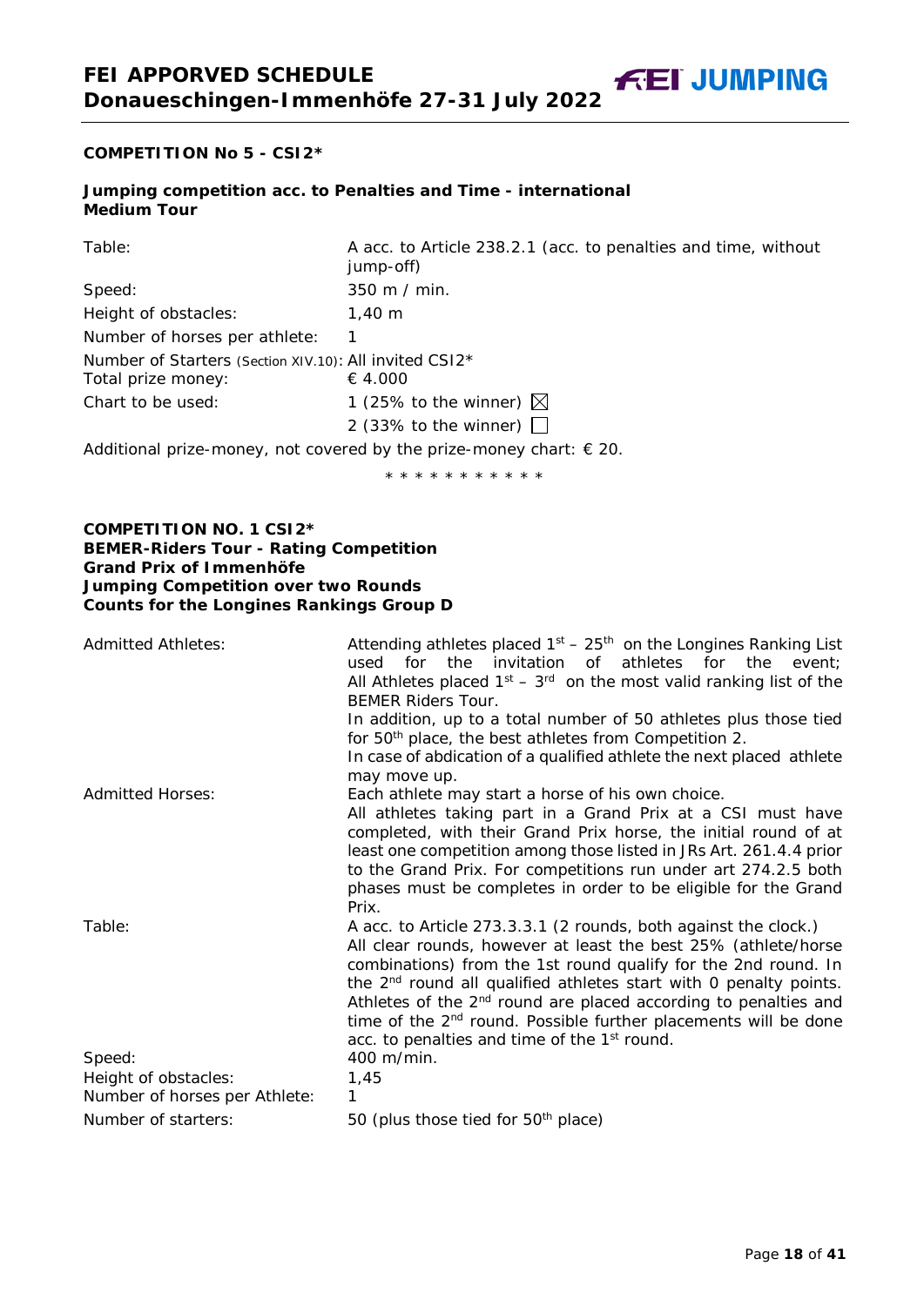**COMPETITION No 5 - CSI2\***

**Jumping competition acc. to Penalties and Time - international Medium Tour**

| | |
|---|---|
| Table: | A acc. to Article 238.2.1 (acc. to penalties and time, without jump-off) |
| Speed: | 350 m / min. |
| Height of obstacles: | 1,40 m |
| Number of horses per athlete: | 1 |
| Number of Starters (Section XIV.10): | All invited CSI2* |
| Total prize money: | € 4.000 |
| Chart to be used: | 1 (25% to the winner) ☒ |
| | 2 (33% to the winner) ☐ |

Additional prize-money, not covered by the prize-money chart: € 20.

\* \* \* \* \* \* \* \* \* \* \*

**COMPETITION NO. 1 CSI2\***
**BEMER-Riders Tour - Rating Competition**
**Grand Prix of Immenhöfe**
**Jumping Competition over two Rounds**
**Counts for the Longines Rankings Group D**

| | |
|---|---|
| Admitted Athletes: | Attending athletes placed 1st – 25th on the Longines Ranking List used for the invitation of athletes for the event; All Athletes placed 1st – 3rd on the most valid ranking list of the BEMER Riders Tour. In addition, up to a total number of 50 athletes plus those tied for 50th place, the best athletes from Competition 2. In case of abdication of a qualified athlete the next placed athlete may move up. |
| Admitted Horses: | Each athlete may start a horse of his own choice. All athletes taking part in a Grand Prix at a CSI must have completed, with their Grand Prix horse, the initial round of at least one competition among those listed in JRs Art. 261.4.4 prior to the Grand Prix. For competitions run under art 274.2.5 both phases must be completes in order to be eligible for the Grand Prix. |
| Table: | A acc. to Article 273.3.3.1 (2 rounds, both against the clock.) All clear rounds, however at least the best 25% (athlete/horse combinations) from the 1st round qualify for the 2nd round. In the 2nd round all qualified athletes start with 0 penalty points. Athletes of the 2nd round are placed according to penalties and time of the 2nd round. Possible further placements will be done acc. to penalties and time of the 1st round. |
| Speed: | 400 m/min. |
| Height of obstacles: | 1,45 |
| Number of horses per Athlete: | 1 |
| Number of starters: | 50 (plus those tied for 50th place) |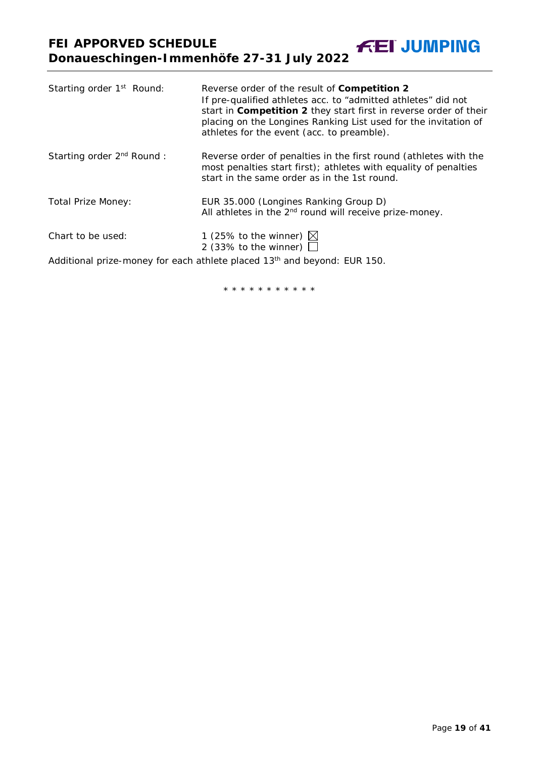| | |
|---|---|
| Starting order 1st Round: | Reverse order of the result of **Competition 2**<br>If pre-qualified athletes acc. to "admitted athletes" did not start in **Competition 2** they start first in reverse order of their placing on the Longines Ranking List used for the invitation of athletes for the event (acc. to preamble). |
| Starting order 2nd Round : | Reverse order of penalties in the first round (athletes with the most penalties start first); athletes with equality of penalties start in the same order as in the 1st round. |
| Total Prize Money: | EUR 35.000 (Longines Ranking Group D)<br>All athletes in the 2nd round will receive prize-money. |
| Chart to be used: | 1 (25% to the winner) ☒<br>2 (33% to the winner) ☐ |

Additional prize-money for each athlete placed 13th and beyond: EUR 150.

* * * * * * * * * * *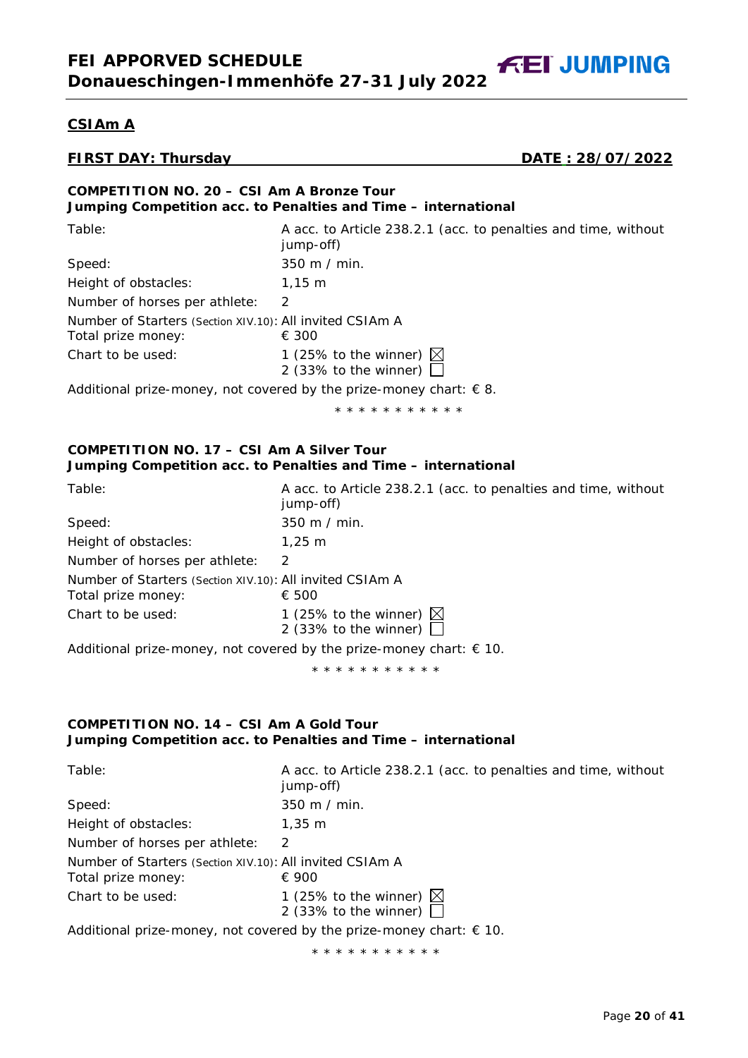## CSIAm A

**FIRST DAY: Thursday** **DATE : 28/07/2022**

**COMPETITION NO. 20 – CSI Am A Bronze Tour**
**Jumping Competition acc. to Penalties and Time – international**

| | |
|---|---|
| Table: | A acc. to Article 238.2.1 (acc. to penalties and time, without jump-off) |
| Speed: | 350 m / min. |
| Height of obstacles: | 1,15 m |
| Number of horses per athlete: | 2 |
| Number of Starters (Section XIV.10): | All invited CSIAm A |
| Total prize money: | € 300 |
| Chart to be used: | 1 (25% to the winner) ☒<br>2 (33% to the winner) ☐ |

Additional prize-money, not covered by the prize-money chart: € 8.

\* \* \* \* \* \* \* \* \* \* \*

**COMPETITION NO. 17 – CSI Am A Silver Tour**
**Jumping Competition acc. to Penalties and Time – international**

| | |
|---|---|
| Table: | A acc. to Article 238.2.1 (acc. to penalties and time, without jump-off) |
| Speed: | 350 m / min. |
| Height of obstacles: | 1,25 m |
| Number of horses per athlete: | 2 |
| Number of Starters (Section XIV.10): | All invited CSIAm A |
| Total prize money: | € 500 |
| Chart to be used: | 1 (25% to the winner) ☒<br>2 (33% to the winner) ☐ |

Additional prize-money, not covered by the prize-money chart: € 10.

\* \* \* \* \* \* \* \* \* \* \*

**COMPETITION NO. 14 – CSI Am A Gold Tour**
**Jumping Competition acc. to Penalties and Time – international**

| | |
|---|---|
| Table: | A acc. to Article 238.2.1 (acc. to penalties and time, without jump-off) |
| Speed: | 350 m / min. |
| Height of obstacles: | 1,35 m |
| Number of horses per athlete: | 2 |
| Number of Starters (Section XIV.10): | All invited CSIAm A |
| Total prize money: | € 900 |
| Chart to be used: | 1 (25% to the winner) ☒<br>2 (33% to the winner) ☐ |

Additional prize-money, not covered by the prize-money chart: € 10.

\* \* \* \* \* \* \* \* \* \* \*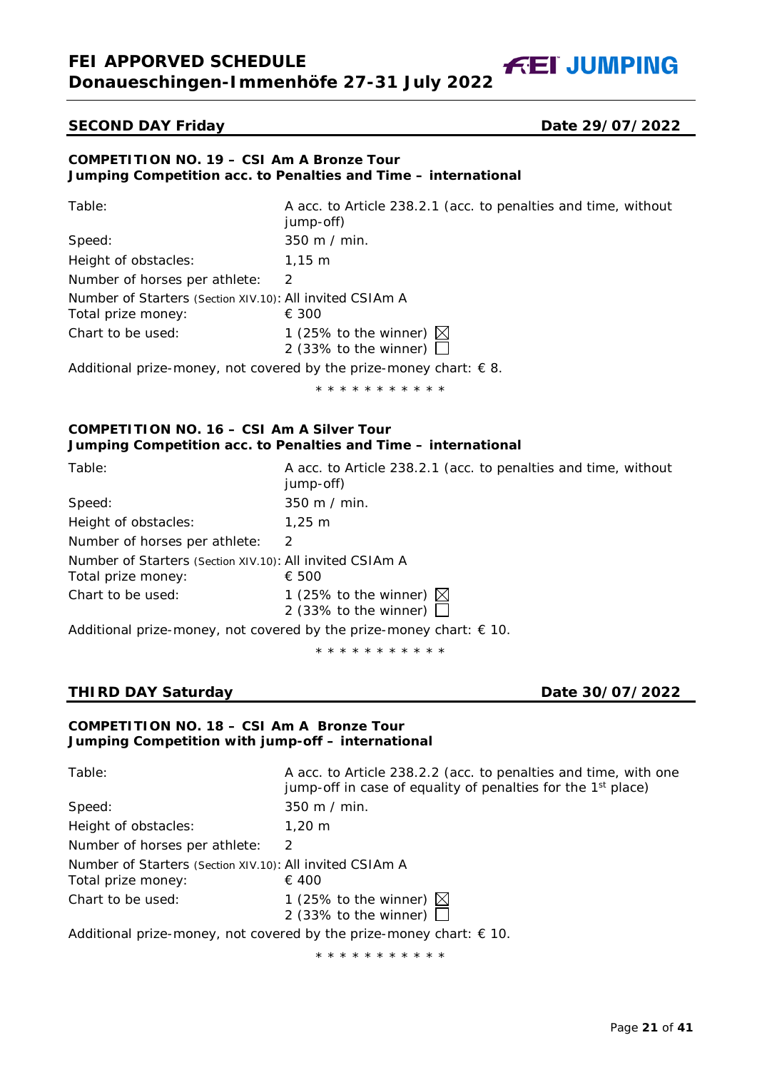## SECOND DAY Friday — Date 29/07/2022

### COMPETITION NO. 19 – CSI Am A Bronze Tour
**Jumping Competition acc. to Penalties and Time – international**

| | |
|---|---|
| Table: | A acc. to Article 238.2.1 (acc. to penalties and time, without jump-off) |
| Speed: | 350 m / min. |
| Height of obstacles: | 1,15 m |
| Number of horses per athlete: | 2 |
| Number of Starters (Section XIV.10): | All invited CSIAm A |
| Total prize money: | € 300 |
| Chart to be used: | 1 (25% to the winner) ☒<br>2 (33% to the winner) ☐ |

Additional prize-money, not covered by the prize-money chart: € 8.

\* \* \* \* \* \* \* \* \* \* \*

### COMPETITION NO. 16 – CSI Am A Silver Tour
**Jumping Competition acc. to Penalties and Time – international**

| | |
|---|---|
| Table: | A acc. to Article 238.2.1 (acc. to penalties and time, without jump-off) |
| Speed: | 350 m / min. |
| Height of obstacles: | 1,25 m |
| Number of horses per athlete: | 2 |
| Number of Starters (Section XIV.10): | All invited CSIAm A |
| Total prize money: | € 500 |
| Chart to be used: | 1 (25% to the winner) ☒<br>2 (33% to the winner) ☐ |

Additional prize-money, not covered by the prize-money chart: € 10.

\* \* \* \* \* \* \* \* \* \* \*

## THIRD DAY Saturday — Date 30/07/2022

### COMPETITION NO. 18 – CSI Am A Bronze Tour
**Jumping Competition with jump-off – international**

| | |
|---|---|
| Table: | A acc. to Article 238.2.2 (acc. to penalties and time, with one jump-off in case of equality of penalties for the 1st place) |
| Speed: | 350 m / min. |
| Height of obstacles: | 1,20 m |
| Number of horses per athlete: | 2 |
| Number of Starters (Section XIV.10): | All invited CSIAm A |
| Total prize money: | € 400 |
| Chart to be used: | 1 (25% to the winner) ☒<br>2 (33% to the winner) ☐ |

Additional prize-money, not covered by the prize-money chart: € 10.

\* \* \* \* \* \* \* \* \* \* \*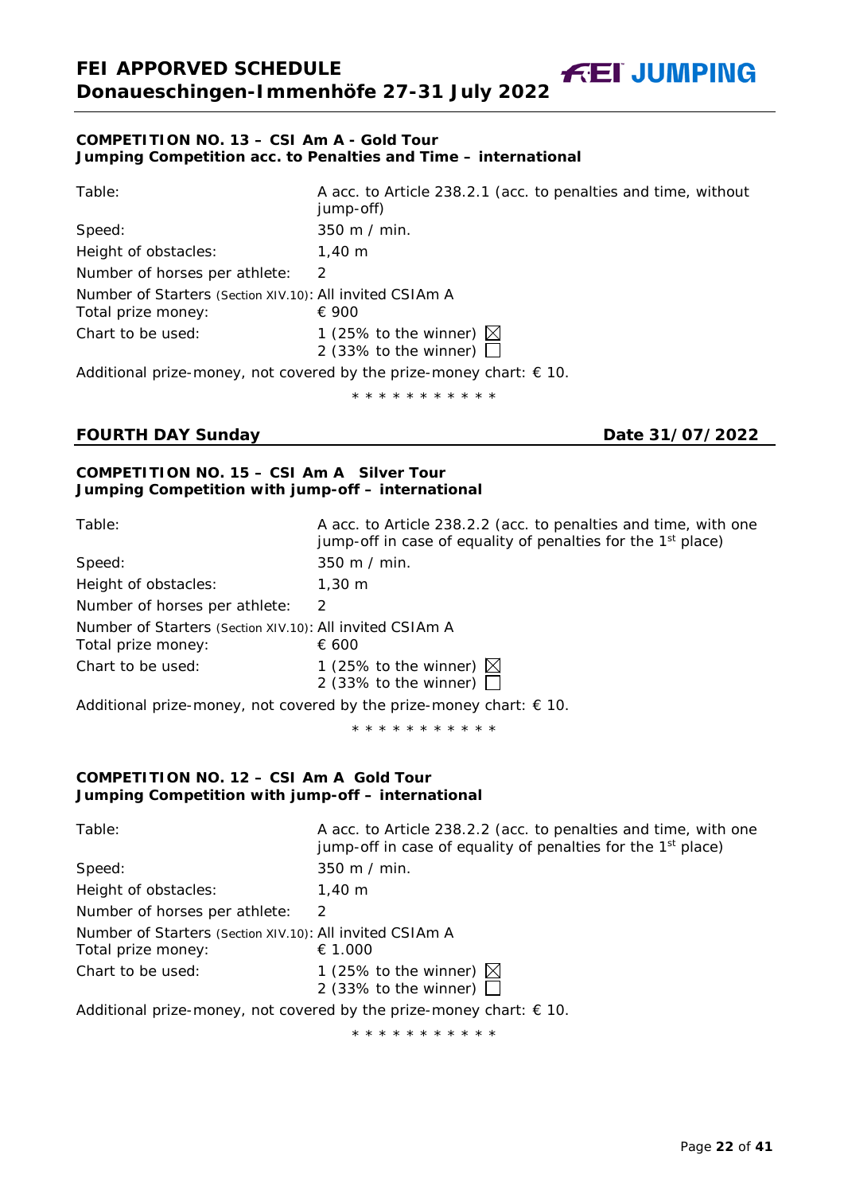### COMPETITION NO. 13 – CSI Am A - Gold Tour
**Jumping Competition acc. to Penalties and Time – international**

| | |
|---|---|
| Table: | A acc. to Article 238.2.1 (acc. to penalties and time, without jump-off) |
| Speed: | 350 m / min. |
| Height of obstacles: | 1,40 m |
| Number of horses per athlete: | 2 |
| Number of Starters (Section XIV.10): | All invited CSIAm A |
| Total prize money: | € 900 |
| Chart to be used: | 1 (25% to the winner) ☒<br>2 (33% to the winner) ☐ |

Additional prize-money, not covered by the prize-money chart: € 10.

* * * * * * * * * * *

## FOURTH DAY Sunday — Date 31/07/2022

### COMPETITION NO. 15 – CSI Am A Silver Tour
**Jumping Competition with jump-off – international**

| | |
|---|---|
| Table: | A acc. to Article 238.2.2 (acc. to penalties and time, with one jump-off in case of equality of penalties for the 1st place) |
| Speed: | 350 m / min. |
| Height of obstacles: | 1,30 m |
| Number of horses per athlete: | 2 |
| Number of Starters (Section XIV.10): | All invited CSIAm A |
| Total prize money: | € 600 |
| Chart to be used: | 1 (25% to the winner) ☒<br>2 (33% to the winner) ☐ |

Additional prize-money, not covered by the prize-money chart: € 10.

* * * * * * * * * * *

### COMPETITION NO. 12 – CSI Am A Gold Tour
**Jumping Competition with jump-off – international**

| | |
|---|---|
| Table: | A acc. to Article 238.2.2 (acc. to penalties and time, with one jump-off in case of equality of penalties for the 1st place) |
| Speed: | 350 m / min. |
| Height of obstacles: | 1,40 m |
| Number of horses per athlete: | 2 |
| Number of Starters (Section XIV.10): | All invited CSIAm A |
| Total prize money: | € 1.000 |
| Chart to be used: | 1 (25% to the winner) ☒<br>2 (33% to the winner) ☐ |

Additional prize-money, not covered by the prize-money chart: € 10.

* * * * * * * * * * *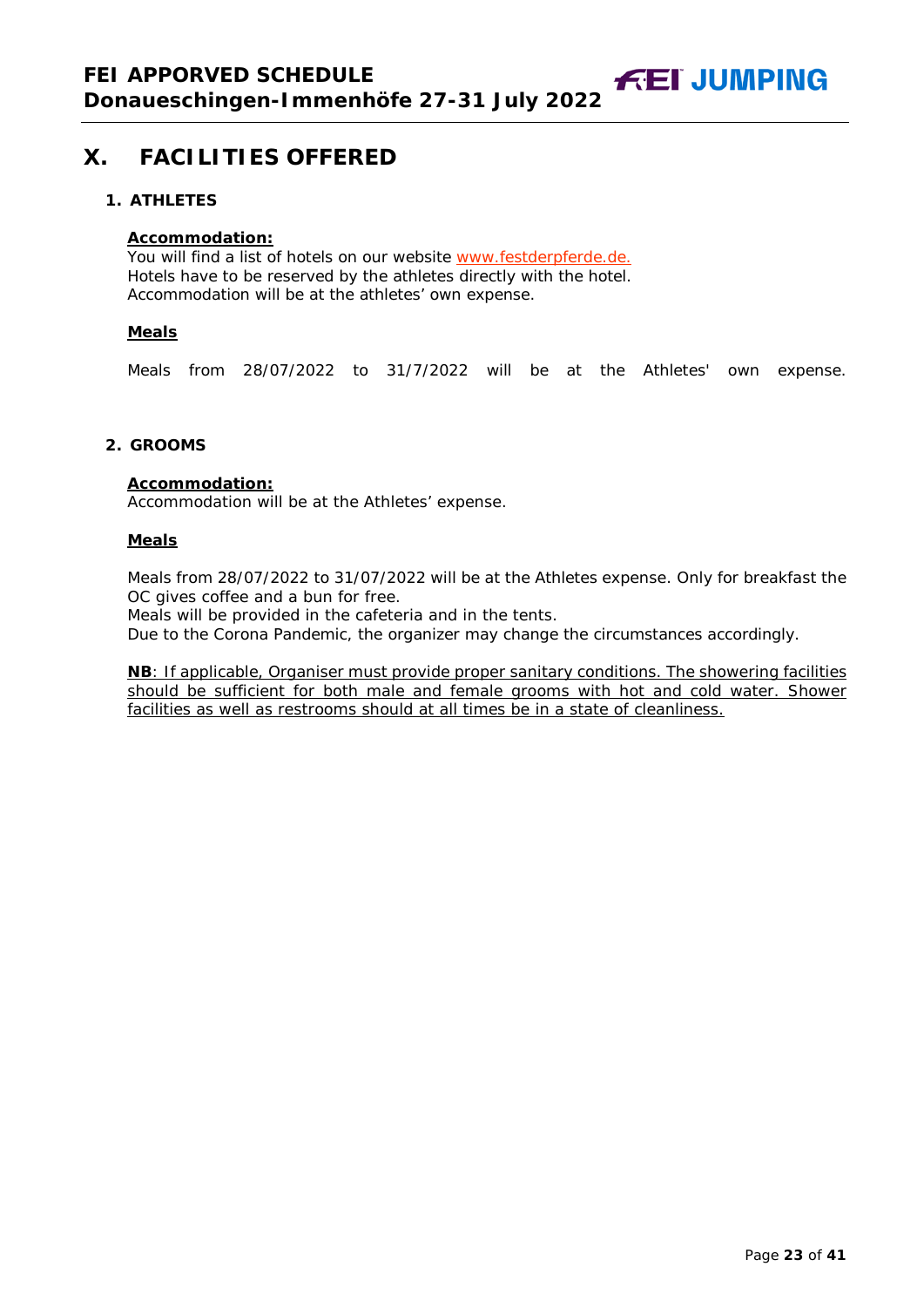# X. FACILITIES OFFERED

## 1. ATHLETES

**Accommodation:**

You will find a list of hotels on our website www.festderpferde.de.
Hotels have to be reserved by the athletes directly with the hotel.
Accommodation will be at the athletes' own expense.

**Meals**

Meals from 28/07/2022 to 31/7/2022 will be at the Athletes' own expense.

## 2. GROOMS

**Accommodation:**

Accommodation will be at the Athletes' expense.

**Meals**

Meals from 28/07/2022 to 31/07/2022 will be at the Athletes expense. Only for breakfast the OC gives coffee and a bun for free.
Meals will be provided in the cafeteria and in the tents.
Due to the Corona Pandemic, the organizer may change the circumstances accordingly.

**NB**: If applicable, Organiser must provide proper sanitary conditions. The showering facilities should be sufficient for both male and female grooms with hot and cold water. Shower facilities as well as restrooms should at all times be in a state of cleanliness.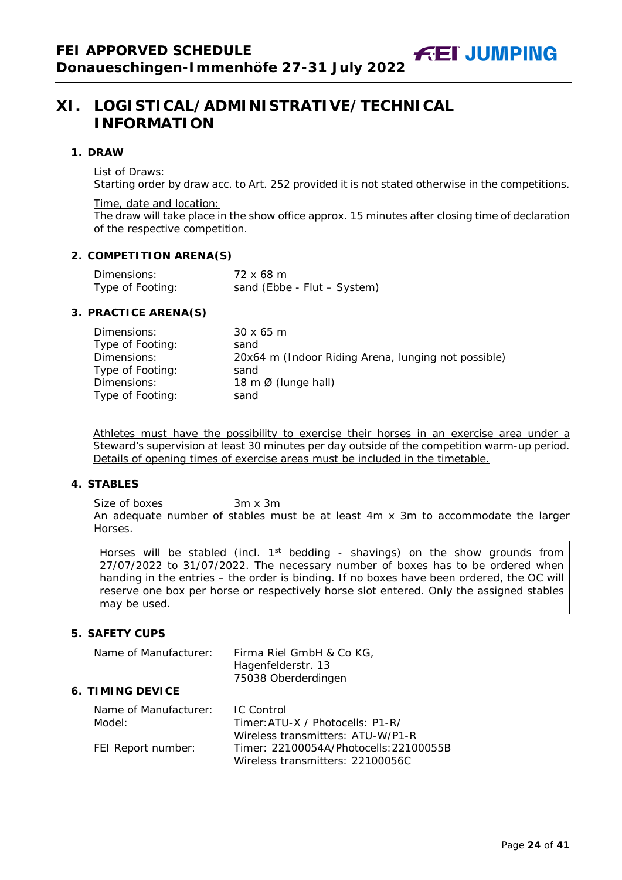# XI. LOGISTICAL/ADMINISTRATIVE/TECHNICAL INFORMATION

## 1. DRAW

List of Draws:
Starting order by draw acc. to Art. 252 provided it is not stated otherwise in the competitions.

Time, date and location:
The draw will take place in the show office approx. 15 minutes after closing time of declaration of the respective competition.

## 2. COMPETITION ARENA(S)

| | |
|---|---|
| Dimensions: | 72 x 68 m |
| Type of Footing: | sand (Ebbe - Flut – System) |

## 3. PRACTICE ARENA(S)

| | |
|---|---|
| Dimensions: | 30 x 65 m |
| Type of Footing: | sand |
| Dimensions: | 20x64 m (Indoor Riding Arena, lunging not possible) |
| Type of Footing: | sand |
| Dimensions: | 18 m Ø (lunge hall) |
| Type of Footing: | sand |

Athletes must have the possibility to exercise their horses in an exercise area under a Steward's supervision at least 30 minutes per day outside of the competition warm-up period. Details of opening times of exercise areas must be included in the timetable.

## 4. STABLES

Size of boxes 3m x 3m
An adequate number of stables must be at least 4m x 3m to accommodate the larger Horses.

Horses will be stabled (incl. 1st bedding - shavings) on the show grounds from 27/07/2022 to 31/07/2022. The necessary number of boxes has to be ordered when handing in the entries – the order is binding. If no boxes have been ordered, the OC will reserve one box per horse or respectively horse slot entered. Only the assigned stables may be used.

## 5. SAFETY CUPS

| | |
|---|---|
| Name of Manufacturer: | Firma Riel GmbH & Co KG,<br>Hagenfelderstr. 13<br>75038 Oberderdingen |

## 6. TIMING DEVICE

| | |
|---|---|
| Name of Manufacturer: | IC Control |
| Model: | Timer:ATU-X / Photocells: P1-R/<br>Wireless transmitters: ATU-W/P1-R |
| FEI Report number: | Timer: 22100054A/Photocells:22100055B<br>Wireless transmitters: 22100056C |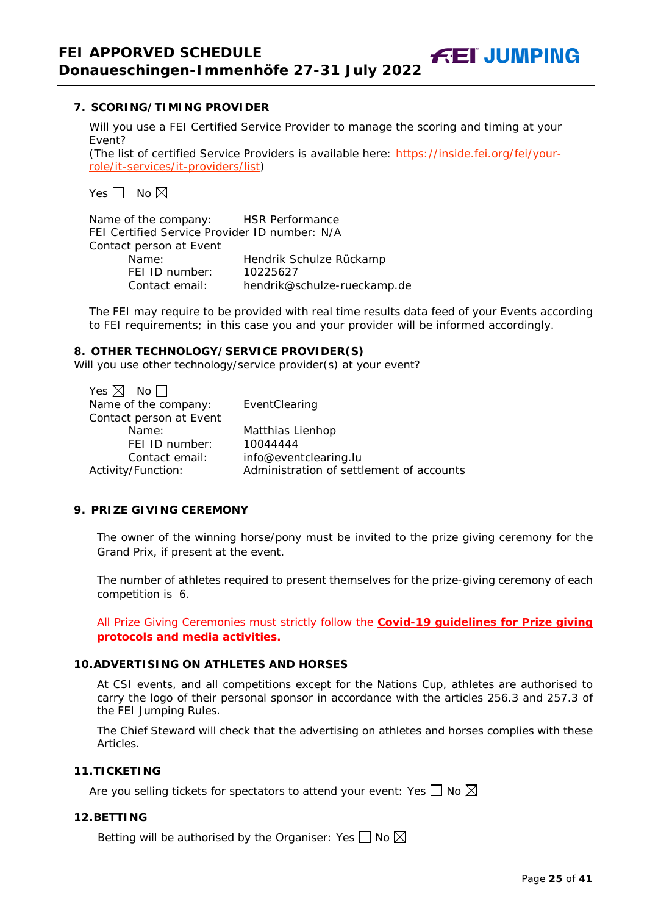## 7. SCORING/TIMING PROVIDER

Will you use a FEI Certified Service Provider to manage the scoring and timing at your Event?
(The list of certified Service Providers is available here: https://inside.fei.org/fei/your-role/it-services/it-providers/list)

Yes ☐ No ☒

Name of the company: HSR Performance
FEI Certified Service Provider ID number: N/A
Contact person at Event
Name: Hendrik Schulze Rückamp
FEI ID number: 10225627
Contact email: hendrik@schulze-rueckamp.de

The FEI may require to be provided with real time results data feed of your Events according to FEI requirements; in this case you and your provider will be informed accordingly.

## 8. OTHER TECHNOLOGY/SERVICE PROVIDER(S)

Will you use other technology/service provider(s) at your event?

Yes ☒ No ☐
Name of the company: EventClearing
Contact person at Event
Name: Matthias Lienhop
FEI ID number: 10044444
Contact email: info@eventclearing.lu
Activity/Function: Administration of settlement of accounts

## 9. PRIZE GIVING CEREMONY

The owner of the winning horse/pony must be invited to the prize giving ceremony for the Grand Prix, if present at the event.

The number of athletes required to present themselves for the prize-giving ceremony of each competition is 6.

All Prize Giving Ceremonies must strictly follow the **Covid-19 guidelines for Prize giving protocols and media activities.**

## 10. ADVERTISING ON ATHLETES AND HORSES

At CSI events, and all competitions except for the Nations Cup, athletes are authorised to carry the logo of their personal sponsor in accordance with the articles 256.3 and 257.3 of the FEI Jumping Rules.

The Chief Steward will check that the advertising on athletes and horses complies with these Articles.

## 11. TICKETING

Are you selling tickets for spectators to attend your event: Yes ☐ No ☒

## 12. BETTING

Betting will be authorised by the Organiser: Yes ☐ No ☒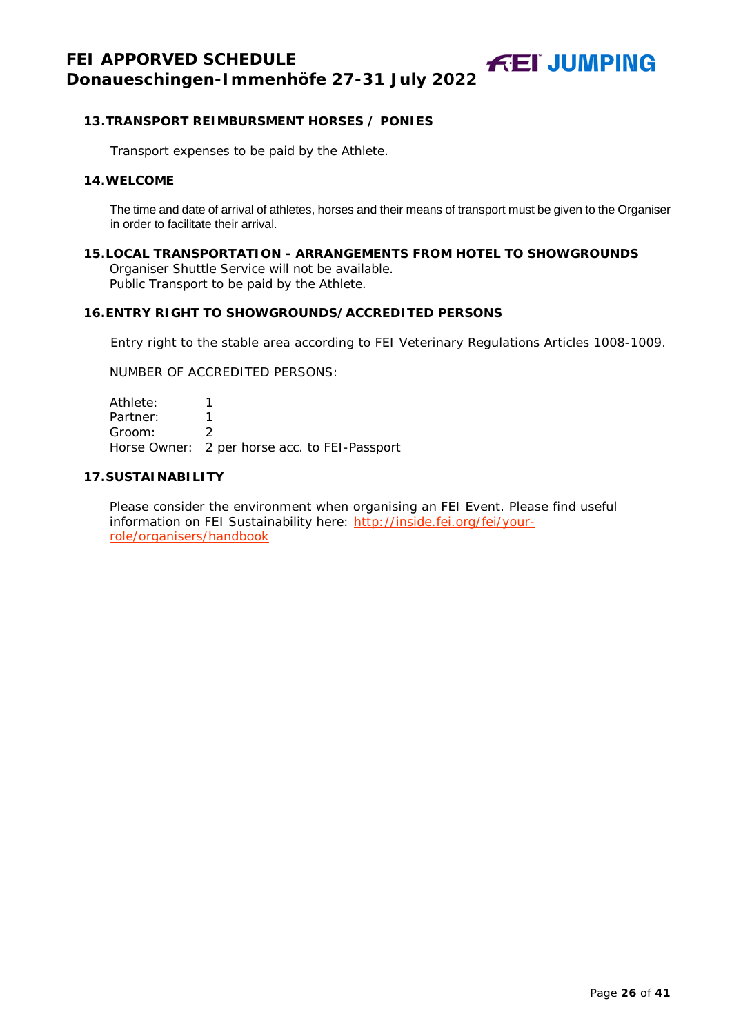## 13. TRANSPORT REIMBURSMENT HORSES / PONIES

Transport expenses to be paid by the Athlete.

## 14. WELCOME

The time and date of arrival of athletes, horses and their means of transport must be given to the Organiser in order to facilitate their arrival.

## 15. LOCAL TRANSPORTATION - ARRANGEMENTS FROM HOTEL TO SHOWGROUNDS

Organiser Shuttle Service will not be available.
Public Transport to be paid by the Athlete.

## 16. ENTRY RIGHT TO SHOWGROUNDS/ACCREDITED PERSONS

Entry right to the stable area according to FEI Veterinary Regulations Articles 1008-1009.

NUMBER OF ACCREDITED PERSONS:

| | |
|---|---|
| Athlete: | 1 |
| Partner: | 1 |
| Groom: | 2 |
| Horse Owner: | 2 per horse acc. to FEI-Passport |

## 17. SUSTAINABILITY

Please consider the environment when organising an FEI Event. Please find useful information on FEI Sustainability here: [http://inside.fei.org/fei/your-role/organisers/handbook](http://inside.fei.org/fei/your-role/organisers/handbook)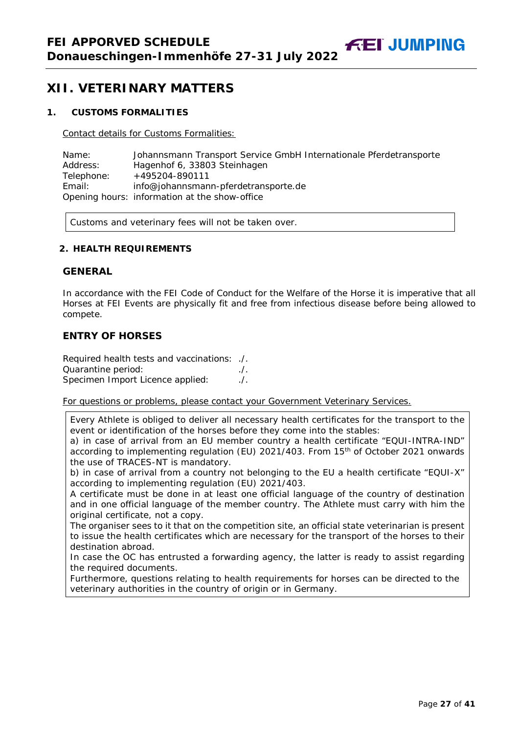## XII. VETERINARY MATTERS

### 1. CUSTOMS FORMALITIES

Contact details for Customs Formalities:

Name: Johannsmann Transport Service GmbH Internationale Pferdetransporte
Address: Hagenhof 6, 33803 Steinhagen
Telephone: +495204-890111
Email: info@johannsmann-pferdetransporte.de
Opening hours: information at the show-office

Customs and veterinary fees will not be taken over.

### 2. HEALTH REQUIREMENTS

#### GENERAL

In accordance with the FEI Code of Conduct for the Welfare of the Horse it is imperative that all Horses at FEI Events are physically fit and free from infectious disease before being allowed to compete.

#### ENTRY OF HORSES

Required health tests and vaccinations: ./.
Quarantine period: ./.
Specimen Import Licence applied: ./.

For questions or problems, please contact your Government Veterinary Services.

Every Athlete is obliged to deliver all necessary health certificates for the transport to the event or identification of the horses before they come into the stables:
a) in case of arrival from an EU member country a health certificate "EQUI-INTRA-IND" according to implementing regulation (EU) 2021/403. From 15th of October 2021 onwards the use of TRACES-NT is mandatory.
b) in case of arrival from a country not belonging to the EU a health certificate "EQUI-X" according to implementing regulation (EU) 2021/403.
A certificate must be done in at least one official language of the country of destination and in one official language of the member country. The Athlete must carry with him the original certificate, not a copy.
The organiser sees to it that on the competition site, an official state veterinarian is present to issue the health certificates which are necessary for the transport of the horses to their destination abroad.
In case the OC has entrusted a forwarding agency, the latter is ready to assist regarding the required documents.
Furthermore, questions relating to health requirements for horses can be directed to the veterinary authorities in the country of origin or in Germany.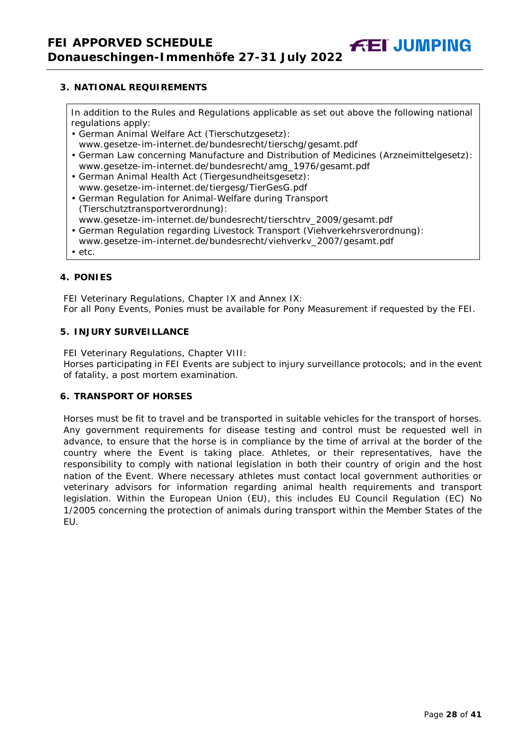### 3. NATIONAL REQUIREMENTS

In addition to the Rules and Regulations applicable as set out above the following national regulations apply:

- German Animal Welfare Act (Tierschutzgesetz): www.gesetze-im-internet.de/bundesrecht/tierschg/gesamt.pdf
- German Law concerning Manufacture and Distribution of Medicines (Arzneimittelgesetz): www.gesetze-im-internet.de/bundesrecht/amg_1976/gesamt.pdf
- German Animal Health Act (Tiergesundheitsgesetz): www.gesetze-im-internet.de/tiergesg/TierGesG.pdf
- German Regulation for Animal-Welfare during Transport (Tierschutztransportverordnung): www.gesetze-im-internet.de/bundesrecht/tierschtrv_2009/gesamt.pdf
- German Regulation regarding Livestock Transport (Viehverkehrsverordnung): www.gesetze-im-internet.de/bundesrecht/viehverkv_2007/gesamt.pdf
- etc.

### 4. PONIES

FEI Veterinary Regulations, Chapter IX and Annex IX:
For all Pony Events, Ponies must be available for Pony Measurement if requested by the FEI.

### 5. INJURY SURVEILLANCE

FEI Veterinary Regulations, Chapter VIII:
Horses participating in FEI Events are subject to injury surveillance protocols; and in the event of fatality, a post mortem examination.

### 6. TRANSPORT OF HORSES

Horses must be fit to travel and be transported in suitable vehicles for the transport of horses. Any government requirements for disease testing and control must be requested well in advance, to ensure that the horse is in compliance by the time of arrival at the border of the country where the Event is taking place. Athletes, or their representatives, have the responsibility to comply with national legislation in both their country of origin and the host nation of the Event. Where necessary athletes must contact local government authorities or veterinary advisors for information regarding animal health requirements and transport legislation. Within the European Union (EU), this includes EU Council Regulation (EC) No 1/2005 concerning the protection of animals during transport within the Member States of the EU.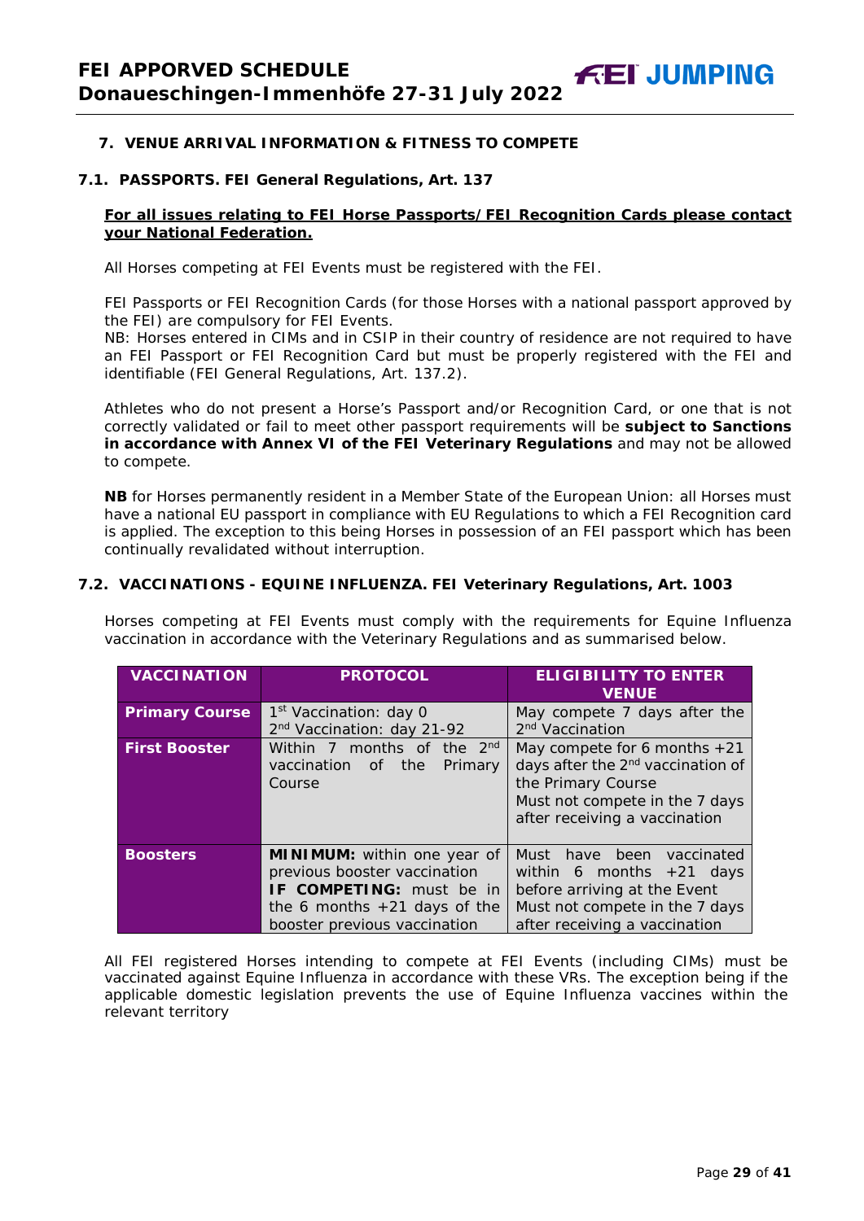## 7. VENUE ARRIVAL INFORMATION & FITNESS TO COMPETE

### 7.1. PASSPORTS. FEI General Regulations, Art. 137

**For all issues relating to FEI Horse Passports/FEI Recognition Cards please contact your National Federation.**

All Horses competing at FEI Events must be registered with the FEI.

FEI Passports or FEI Recognition Cards (for those Horses with a national passport approved by the FEI) are compulsory for FEI Events.
NB: Horses entered in CIMs and in CSIP in their country of residence are not required to have an FEI Passport or FEI Recognition Card but must be properly registered with the FEI and identifiable (FEI General Regulations, Art. 137.2).

Athletes who do not present a Horse's Passport and/or Recognition Card, or one that is not correctly validated or fail to meet other passport requirements will be **subject to Sanctions in accordance with Annex VI of the FEI Veterinary Regulations** and may not be allowed to compete.

**NB** for Horses permanently resident in a Member State of the European Union: all Horses must have a national EU passport in compliance with EU Regulations to which a FEI Recognition card is applied. The exception to this being Horses in possession of an FEI passport which has been continually revalidated without interruption.

### 7.2. VACCINATIONS - EQUINE INFLUENZA. FEI Veterinary Regulations, Art. 1003

Horses competing at FEI Events must comply with the requirements for Equine Influenza vaccination in accordance with the Veterinary Regulations and as summarised below.

| VACCINATION | PROTOCOL | ELIGIBILITY TO ENTER VENUE |
|---|---|---|
| **Primary Course** | 1st Vaccination: day 0<br>2nd Vaccination: day 21-92 | May compete 7 days after the 2nd Vaccination |
| **First Booster** | Within 7 months of the 2nd vaccination of the Primary Course | May compete for 6 months +21 days after the 2nd vaccination of the Primary Course<br>Must not compete in the 7 days after receiving a vaccination |
| **Boosters** | **MINIMUM:** within one year of previous booster vaccination<br>**IF COMPETING:** must be in the 6 months +21 days of the booster previous vaccination | Must have been vaccinated within 6 months +21 days before arriving at the Event<br>Must not compete in the 7 days after receiving a vaccination |

All FEI registered Horses intending to compete at FEI Events (including CIMs) must be vaccinated against Equine Influenza in accordance with these VRs. The exception being if the applicable domestic legislation prevents the use of Equine Influenza vaccines within the relevant territory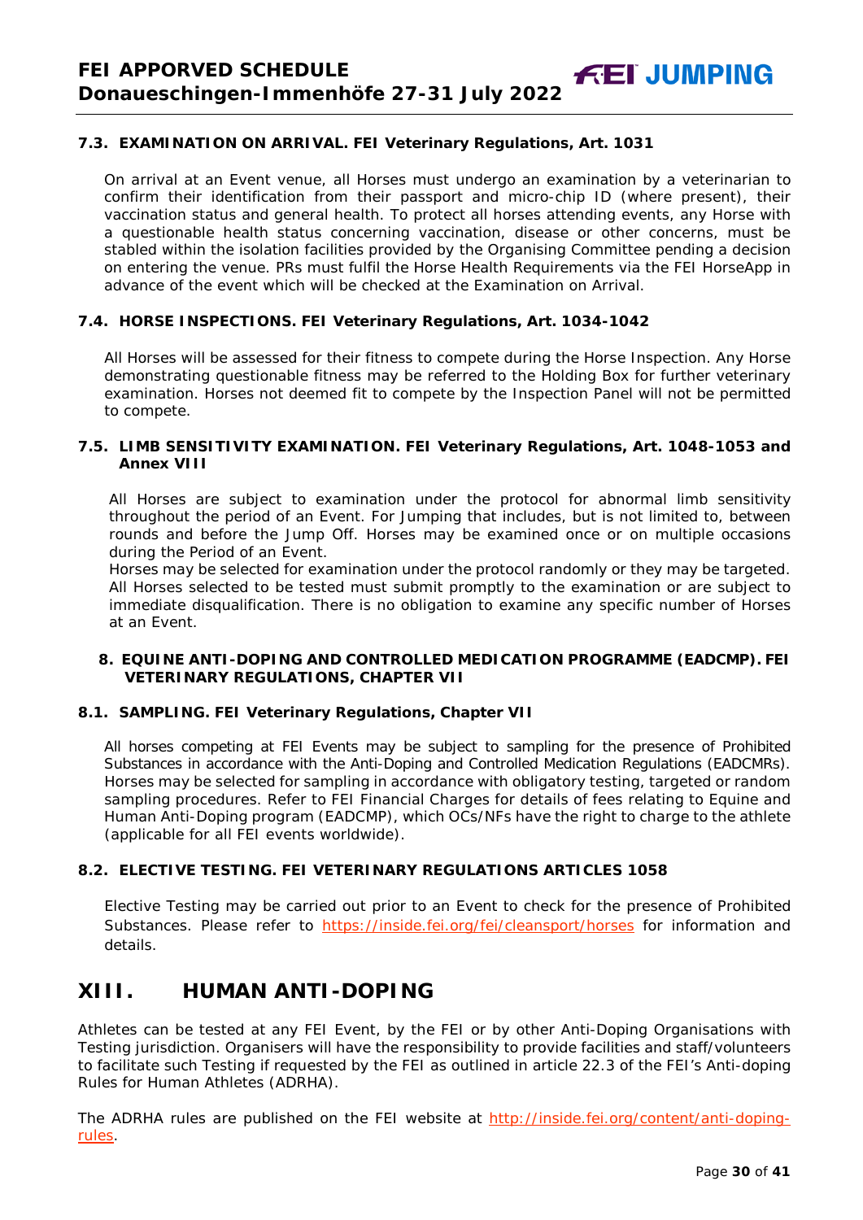### 7.3. EXAMINATION ON ARRIVAL. FEI Veterinary Regulations, Art. 1031

On arrival at an Event venue, all Horses must undergo an examination by a veterinarian to confirm their identification from their passport and micro-chip ID (where present), their vaccination status and general health. To protect all horses attending events, any Horse with a questionable health status concerning vaccination, disease or other concerns, must be stabled within the isolation facilities provided by the Organising Committee pending a decision on entering the venue. PRs must fulfil the Horse Health Requirements via the FEI HorseApp in advance of the event which will be checked at the Examination on Arrival.

### 7.4. HORSE INSPECTIONS. FEI Veterinary Regulations, Art. 1034-1042

All Horses will be assessed for their fitness to compete during the Horse Inspection. Any Horse demonstrating questionable fitness may be referred to the Holding Box for further veterinary examination. Horses not deemed fit to compete by the Inspection Panel will not be permitted to compete.

### 7.5. LIMB SENSITIVITY EXAMINATION. FEI Veterinary Regulations, Art. 1048-1053 and Annex VIII

All Horses are subject to examination under the protocol for abnormal limb sensitivity throughout the period of an Event. For Jumping that includes, but is not limited to, between rounds and before the Jump Off. Horses may be examined once or on multiple occasions during the Period of an Event.
Horses may be selected for examination under the protocol randomly or they may be targeted. All Horses selected to be tested must submit promptly to the examination or are subject to immediate disqualification. There is no obligation to examine any specific number of Horses at an Event.

## 8. EQUINE ANTI-DOPING AND CONTROLLED MEDICATION PROGRAMME (EADCMP). FEI VETERINARY REGULATIONS, CHAPTER VII

### 8.1. SAMPLING. FEI Veterinary Regulations, Chapter VII

All horses competing at FEI Events may be subject to sampling for the presence of Prohibited Substances in accordance with the Anti-Doping and Controlled Medication Regulations (EADCMRs). Horses may be selected for sampling in accordance with obligatory testing, targeted or random sampling procedures. Refer to FEI Financial Charges for details of fees relating to Equine and Human Anti-Doping program (EADCMP), which OCs/NFs have the right to charge to the athlete (applicable for all FEI events worldwide).

### 8.2. ELECTIVE TESTING. FEI VETERINARY REGULATIONS ARTICLES 1058

Elective Testing may be carried out prior to an Event to check for the presence of Prohibited Substances. Please refer to https://inside.fei.org/fei/cleansport/horses for information and details.

# XIII. HUMAN ANTI-DOPING

Athletes can be tested at any FEI Event, by the FEI or by other Anti-Doping Organisations with Testing jurisdiction. Organisers will have the responsibility to provide facilities and staff/volunteers to facilitate such Testing if requested by the FEI as outlined in article 22.3 of the FEI's Anti-doping Rules for Human Athletes (ADRHA).

The ADRHA rules are published on the FEI website at http://inside.fei.org/content/anti-doping-rules.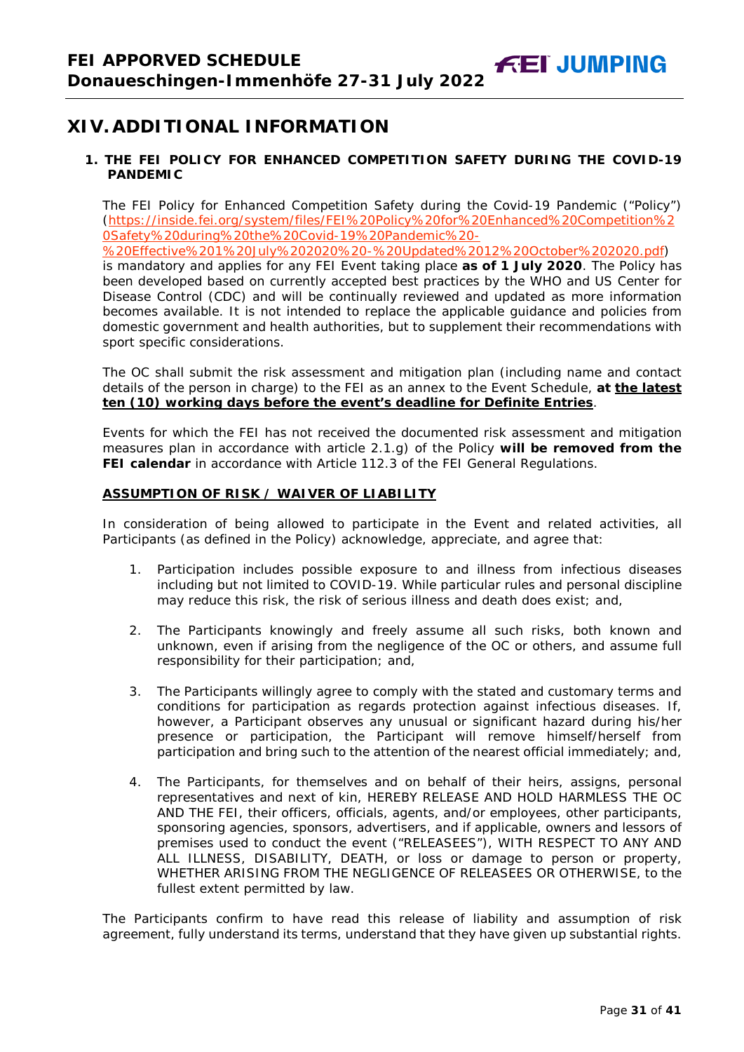# XIV. ADDITIONAL INFORMATION

## 1. THE FEI POLICY FOR ENHANCED COMPETITION SAFETY DURING THE COVID-19 PANDEMIC

The FEI Policy for Enhanced Competition Safety during the Covid-19 Pandemic ("Policy") (https://inside.fei.org/system/files/FEI%20Policy%20for%20Enhanced%20Competition%20Safety%20during%20the%20Covid-19%20Pandemic%20-%20Effective%201%20July%202020%20-%20Updated%2012%20October%202020.pdf) is mandatory and applies for any FEI Event taking place **as of 1 July 2020**. The Policy has been developed based on currently accepted best practices by the WHO and US Center for Disease Control (CDC) and will be continually reviewed and updated as more information becomes available. It is not intended to replace the applicable guidance and policies from domestic government and health authorities, but to supplement their recommendations with sport specific considerations.

The OC shall submit the risk assessment and mitigation plan (including name and contact details of the person in charge) to the FEI as an annex to the Event Schedule, **at <u>the latest ten (10) working days before the event's deadline for Definite Entries</u>**.

Events for which the FEI has not received the documented risk assessment and mitigation measures plan in accordance with article 2.1.g) of the Policy **will be removed from the FEI calendar** in accordance with Article 112.3 of the FEI General Regulations.

**<u>ASSUMPTION OF RISK / WAIVER OF LIABILITY</u>**

In consideration of being allowed to participate in the Event and related activities, all Participants (as defined in the Policy) acknowledge, appreciate, and agree that:

1. Participation includes possible exposure to and illness from infectious diseases including but not limited to COVID-19. While particular rules and personal discipline may reduce this risk, the risk of serious illness and death does exist; and,

2. The Participants knowingly and freely assume all such risks, both known and unknown, even if arising from the negligence of the OC or others, and assume full responsibility for their participation; and,

3. The Participants willingly agree to comply with the stated and customary terms and conditions for participation as regards protection against infectious diseases. If, however, a Participant observes any unusual or significant hazard during his/her presence or participation, the Participant will remove himself/herself from participation and bring such to the attention of the nearest official immediately; and,

4. The Participants, for themselves and on behalf of their heirs, assigns, personal representatives and next of kin, HEREBY RELEASE AND HOLD HARMLESS THE OC AND THE FEI, their officers, officials, agents, and/or employees, other participants, sponsoring agencies, sponsors, advertisers, and if applicable, owners and lessors of premises used to conduct the event ("RELEASEES"), WITH RESPECT TO ANY AND ALL ILLNESS, DISABILITY, DEATH, or loss or damage to person or property, WHETHER ARISING FROM THE NEGLIGENCE OF RELEASEES OR OTHERWISE, to the fullest extent permitted by law.

The Participants confirm to have read this release of liability and assumption of risk agreement, fully understand its terms, understand that they have given up substantial rights.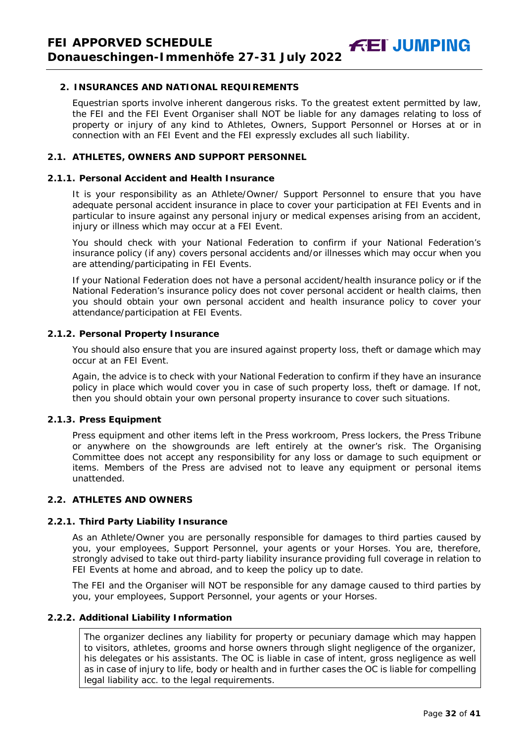## 2. INSURANCES AND NATIONAL REQUIREMENTS

Equestrian sports involve inherent dangerous risks. To the greatest extent permitted by law, the FEI and the FEI Event Organiser shall NOT be liable for any damages relating to loss of property or injury of any kind to Athletes, Owners, Support Personnel or Horses at or in connection with an FEI Event and the FEI expressly excludes all such liability.

### 2.1. ATHLETES, OWNERS AND SUPPORT PERSONNEL

#### 2.1.1. Personal Accident and Health Insurance

It is your responsibility as an Athlete/Owner/ Support Personnel to ensure that you have adequate personal accident insurance in place to cover your participation at FEI Events and in particular to insure against any personal injury or medical expenses arising from an accident, injury or illness which may occur at a FEI Event.

You should check with your National Federation to confirm if your National Federation's insurance policy (if any) covers personal accidents and/or illnesses which may occur when you are attending/participating in FEI Events.

If your National Federation does not have a personal accident/health insurance policy or if the National Federation's insurance policy does not cover personal accident or health claims, then you should obtain your own personal accident and health insurance policy to cover your attendance/participation at FEI Events.

#### 2.1.2. Personal Property Insurance

You should also ensure that you are insured against property loss, theft or damage which may occur at an FEI Event.

Again, the advice is to check with your National Federation to confirm if they have an insurance policy in place which would cover you in case of such property loss, theft or damage. If not, then you should obtain your own personal property insurance to cover such situations.

#### 2.1.3. Press Equipment

Press equipment and other items left in the Press workroom, Press lockers, the Press Tribune or anywhere on the showgrounds are left entirely at the owner's risk. The Organising Committee does not accept any responsibility for any loss or damage to such equipment or items. Members of the Press are advised not to leave any equipment or personal items unattended.

### 2.2. ATHLETES AND OWNERS

#### 2.2.1. Third Party Liability Insurance

As an Athlete/Owner you are personally responsible for damages to third parties caused by you, your employees, Support Personnel, your agents or your Horses. You are, therefore, strongly advised to take out third-party liability insurance providing full coverage in relation to FEI Events at home and abroad, and to keep the policy up to date.

The FEI and the Organiser will NOT be responsible for any damage caused to third parties by you, your employees, Support Personnel, your agents or your Horses.

#### 2.2.2. Additional Liability Information

The organizer declines any liability for property or pecuniary damage which may happen to visitors, athletes, grooms and horse owners through slight negligence of the organizer, his delegates or his assistants. The OC is liable in case of intent, gross negligence as well as in case of injury to life, body or health and in further cases the OC is liable for compelling legal liability acc. to the legal requirements.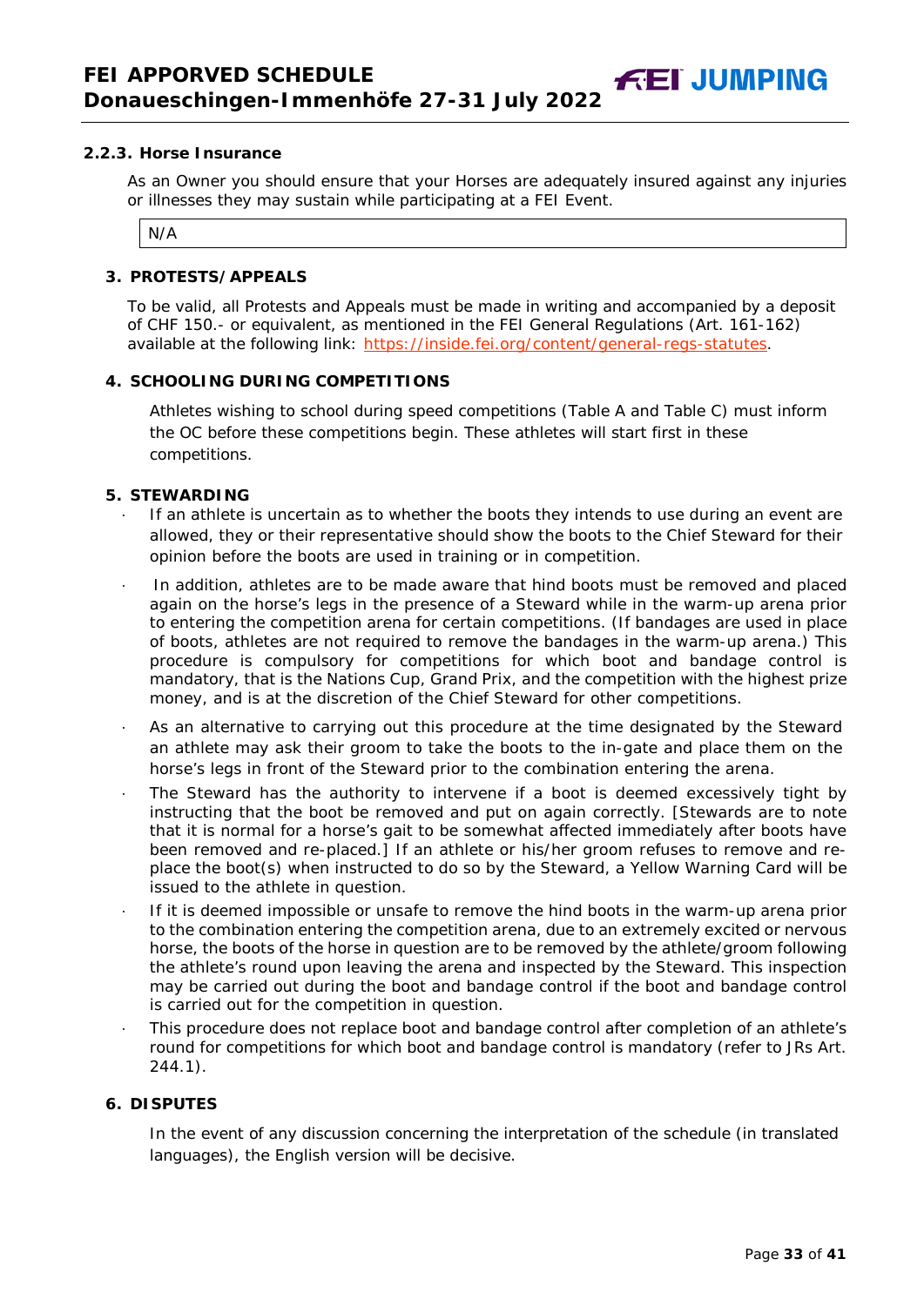#### 2.2.3. Horse Insurance

As an Owner you should ensure that your Horses are adequately insured against any injuries or illnesses they may sustain while participating at a FEI Event.

| N/A |
|---|

### 3. PROTESTS/APPEALS

To be valid, all Protests and Appeals must be made in writing and accompanied by a deposit of CHF 150.- or equivalent, as mentioned in the FEI General Regulations (Art. 161-162) available at the following link: https://inside.fei.org/content/general-regs-statutes.

### 4. SCHOOLING DURING COMPETITIONS

Athletes wishing to school during speed competitions (Table A and Table C) must inform the OC before these competitions begin. These athletes will start first in these competitions.

### 5. STEWARDING

- If an athlete is uncertain as to whether the boots they intends to use during an event are allowed, they or their representative should show the boots to the Chief Steward for their opinion before the boots are used in training or in competition.
- In addition, athletes are to be made aware that hind boots must be removed and placed again on the horse's legs in the presence of a Steward while in the warm-up arena prior to entering the competition arena for certain competitions. (If bandages are used in place of boots, athletes are not required to remove the bandages in the warm-up arena.) This procedure is compulsory for competitions for which boot and bandage control is mandatory, that is the Nations Cup, Grand Prix, and the competition with the highest prize money, and is at the discretion of the Chief Steward for other competitions.
- As an alternative to carrying out this procedure at the time designated by the Steward an athlete may ask their groom to take the boots to the in-gate and place them on the horse's legs in front of the Steward prior to the combination entering the arena.
- The Steward has the authority to intervene if a boot is deemed excessively tight by instructing that the boot be removed and put on again correctly. [Stewards are to note that it is normal for a horse's gait to be somewhat affected immediately after boots have been removed and re-placed.] If an athlete or his/her groom refuses to remove and re-place the boot(s) when instructed to do so by the Steward, a Yellow Warning Card will be issued to the athlete in question.
- If it is deemed impossible or unsafe to remove the hind boots in the warm-up arena prior to the combination entering the competition arena, due to an extremely excited or nervous horse, the boots of the horse in question are to be removed by the athlete/groom following the athlete's round upon leaving the arena and inspected by the Steward. This inspection may be carried out during the boot and bandage control if the boot and bandage control is carried out for the competition in question.
- This procedure does not replace boot and bandage control after completion of an athlete's round for competitions for which boot and bandage control is mandatory (refer to JRs Art. 244.1).

### 6. DISPUTES

In the event of any discussion concerning the interpretation of the schedule (in translated languages), the English version will be decisive.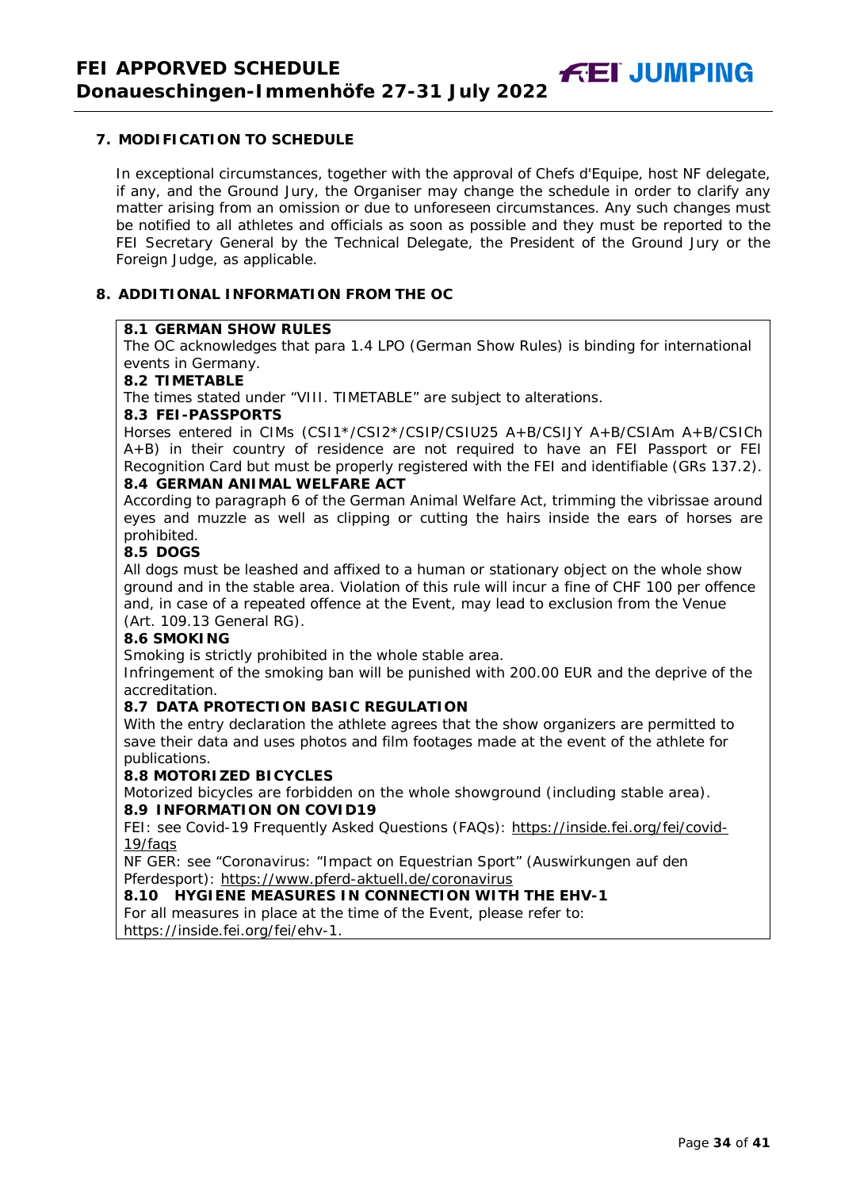## 7. MODIFICATION TO SCHEDULE

In exceptional circumstances, together with the approval of Chefs d'Equipe, host NF delegate, if any, and the Ground Jury, the Organiser may change the schedule in order to clarify any matter arising from an omission or due to unforeseen circumstances. Any such changes must be notified to all athletes and officials as soon as possible and they must be reported to the FEI Secretary General by the Technical Delegate, the President of the Ground Jury or the Foreign Judge, as applicable.

## 8. ADDITIONAL INFORMATION FROM THE OC

### 8.1 GERMAN SHOW RULES

The OC acknowledges that para 1.4 LPO (German Show Rules) is binding for international events in Germany.

### 8.2 TIMETABLE

The times stated under "VIII. TIMETABLE" are subject to alterations.

### 8.3 FEI-PASSPORTS

Horses entered in CIMs (CSI1*/CSI2*/CSIP/CSIU25 A+B/CSIJY A+B/CSIAm A+B/CSICh A+B) in their country of residence are not required to have an FEI Passport or FEI Recognition Card but must be properly registered with the FEI and identifiable (GRs 137.2).

### 8.4 GERMAN ANIMAL WELFARE ACT

According to paragraph 6 of the German Animal Welfare Act, trimming the vibrissae around eyes and muzzle as well as clipping or cutting the hairs inside the ears of horses are prohibited.

### 8.5 DOGS

All dogs must be leashed and affixed to a human or stationary object on the whole show ground and in the stable area. Violation of this rule will incur a fine of CHF 100 per offence and, in case of a repeated offence at the Event, may lead to exclusion from the Venue (Art. 109.13 General RG).

### 8.6 SMOKING

Smoking is strictly prohibited in the whole stable area.

Infringement of the smoking ban will be punished with 200.00 EUR and the deprive of the accreditation.

### 8.7 DATA PROTECTION BASIC REGULATION

With the entry declaration the athlete agrees that the show organizers are permitted to save their data and uses photos and film footages made at the event of the athlete for publications.

### 8.8 MOTORIZED BICYCLES

Motorized bicycles are forbidden on the whole showground (including stable area).

### 8.9 INFORMATION ON COVID19

FEI: see Covid-19 Frequently Asked Questions (FAQs): https://inside.fei.org/fei/covid-19/faqs

NF GER: see "Coronavirus: "Impact on Equestrian Sport" (Auswirkungen auf den Pferdesport): https://www.pferd-aktuell.de/coronavirus

### 8.10 HYGIENE MEASURES IN CONNECTION WITH THE EHV-1

For all measures in place at the time of the Event, please refer to: https://inside.fei.org/fei/ehv-1.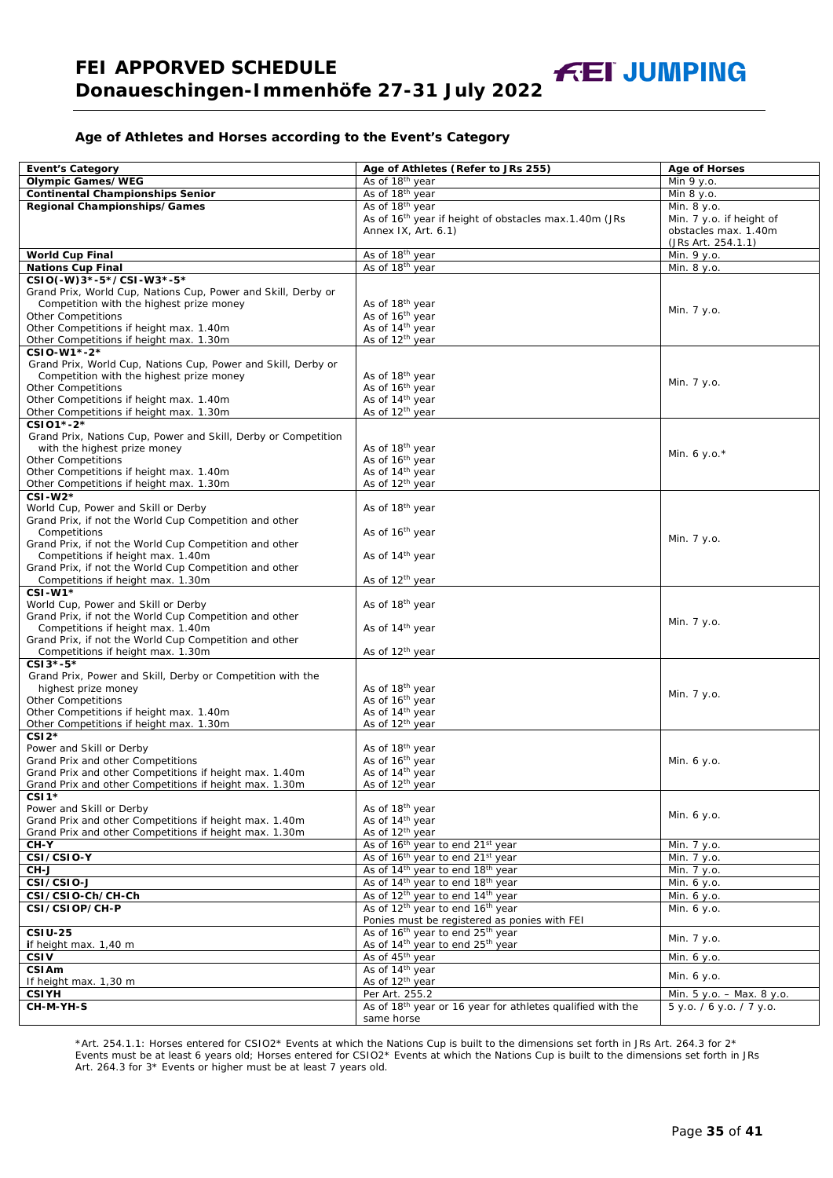### Age of Athletes and Horses according to the Event's Category

| Event's Category | Age of Athletes (Refer to JRs 255) | Age of Horses |
|---|---|---|
| **Olympic Games/WEG** | As of 18th year | Min 9 y.o. |
| **Continental Championships Senior** | As of 18th year | Min 8 y.o. |
| **Regional Championships/Games** | As of 18th year<br>As of 16th year if height of obstacles max.1.40m (JRs Annex IX, Art. 6.1) | Min. 8 y.o.<br>Min. 7 y.o. if height of obstacles max. 1.40m (JRs Art. 254.1.1) |
| **World Cup Final** | As of 18th year | Min. 9 y.o. |
| **Nations Cup Final** | As of 18th year | Min. 8 y.o. |
| **CSIO(-W)3\*-5\*/CSI-W3\*-5\***<br>Grand Prix, World Cup, Nations Cup, Power and Skill, Derby or Competition with the highest prize money<br>Other Competitions<br>Other Competitions if height max. 1.40m<br>Other Competitions if height max. 1.30m | <br>As of 18th year<br>As of 16th year<br>As of 14th year<br>As of 12th year | Min. 7 y.o. |
| **CSIO-W1\*-2\***<br>Grand Prix, World Cup, Nations Cup, Power and Skill, Derby or Competition with the highest prize money<br>Other Competitions<br>Other Competitions if height max. 1.40m<br>Other Competitions if height max. 1.30m | <br>As of 18th year<br>As of 16th year<br>As of 14th year<br>As of 12th year | Min. 7 y.o. |
| **CSIO1\*-2\***<br>Grand Prix, Nations Cup, Power and Skill, Derby or Competition with the highest prize money<br>Other Competitions<br>Other Competitions if height max. 1.40m<br>Other Competitions if height max. 1.30m | <br>As of 18th year<br>As of 16th year<br>As of 14th year<br>As of 12th year | Min. 6 y.o.\* |
| **CSI-W2\***<br>World Cup, Power and Skill or Derby<br>Grand Prix, if not the World Cup Competition and other Competitions<br>Grand Prix, if not the World Cup Competition and other Competitions if height max. 1.40m<br>Grand Prix, if not the World Cup Competition and other Competitions if height max. 1.30m | <br>As of 18th year<br>As of 16th year<br>As of 14th year<br>As of 12th year | Min. 7 y.o. |
| **CSI-W1\***<br>World Cup, Power and Skill or Derby<br>Grand Prix, if not the World Cup Competition and other Competitions if height max. 1.40m<br>Grand Prix, if not the World Cup Competition and other Competitions if height max. 1.30m | <br>As of 18th year<br>As of 14th year<br>As of 12th year | Min. 7 y.o. |
| **CSI3\*-5\***<br>Grand Prix, Power and Skill, Derby or Competition with the highest prize money<br>Other Competitions<br>Other Competitions if height max. 1.40m<br>Other Competitions if height max. 1.30m | <br>As of 18th year<br>As of 16th year<br>As of 14th year<br>As of 12th year | Min. 7 y.o. |
| **CSI2\***<br>Power and Skill or Derby<br>Grand Prix and other Competitions<br>Grand Prix and other Competitions if height max. 1.40m<br>Grand Prix and other Competitions if height max. 1.30m | <br>As of 18th year<br>As of 16th year<br>As of 14th year<br>As of 12th year | Min. 6 y.o. |
| **CSI1\***<br>Power and Skill or Derby<br>Grand Prix and other Competitions if height max. 1.40m<br>Grand Prix and other Competitions if height max. 1.30m | <br>As of 18th year<br>As of 14th year<br>As of 12th year | Min. 6 y.o. |
| **CH-Y** | As of 16th year to end 21st year | Min. 7 y.o. |
| **CSI/CSIO-Y** | As of 16th year to end 21st year | Min. 7 y.o. |
| **CH-J** | As of 14th year to end 18th year | Min. 7 y.o. |
| **CSI/CSIO-J** | As of 14th year to end 18th year | Min. 6 y.o. |
| **CSI/CSIO-Ch/CH-Ch** | As of 12th year to end 14th year | Min. 6 y.o. |
| **CSI/CSIOP/CH-P** | As of 12th year to end 16th year<br>Ponies must be registered as ponies with FEI | Min. 6 y.o. |
| **CSIU-25**<br>If height max. 1,40 m | As of 16th year to end 25th year<br>As of 14th year to end 25th year | Min. 7 y.o. |
| **CSIV** | As of 45th year | Min. 6 y.o. |
| **CSIAm**<br>If height max. 1,30 m | As of 14th year<br>As of 12th year | Min. 6 y.o. |
| **CSIYH** | Per Art. 255.2 | Min. 5 y.o. – Max. 8 y.o. |
| **CH-M-YH-S** | As of 18th year or 16 year for athletes qualified with the same horse | 5 y.o. / 6 y.o. / 7 y.o. |

\*Art. 254.1.1: Horses entered for CSIO2\* Events at which the Nations Cup is built to the dimensions set forth in JRs Art. 264.3 for 2\* Events must be at least 6 years old; Horses entered for CSIO2\* Events at which the Nations Cup is built to the dimensions set forth in JRs Art. 264.3 for 3\* Events or higher must be at least 7 years old.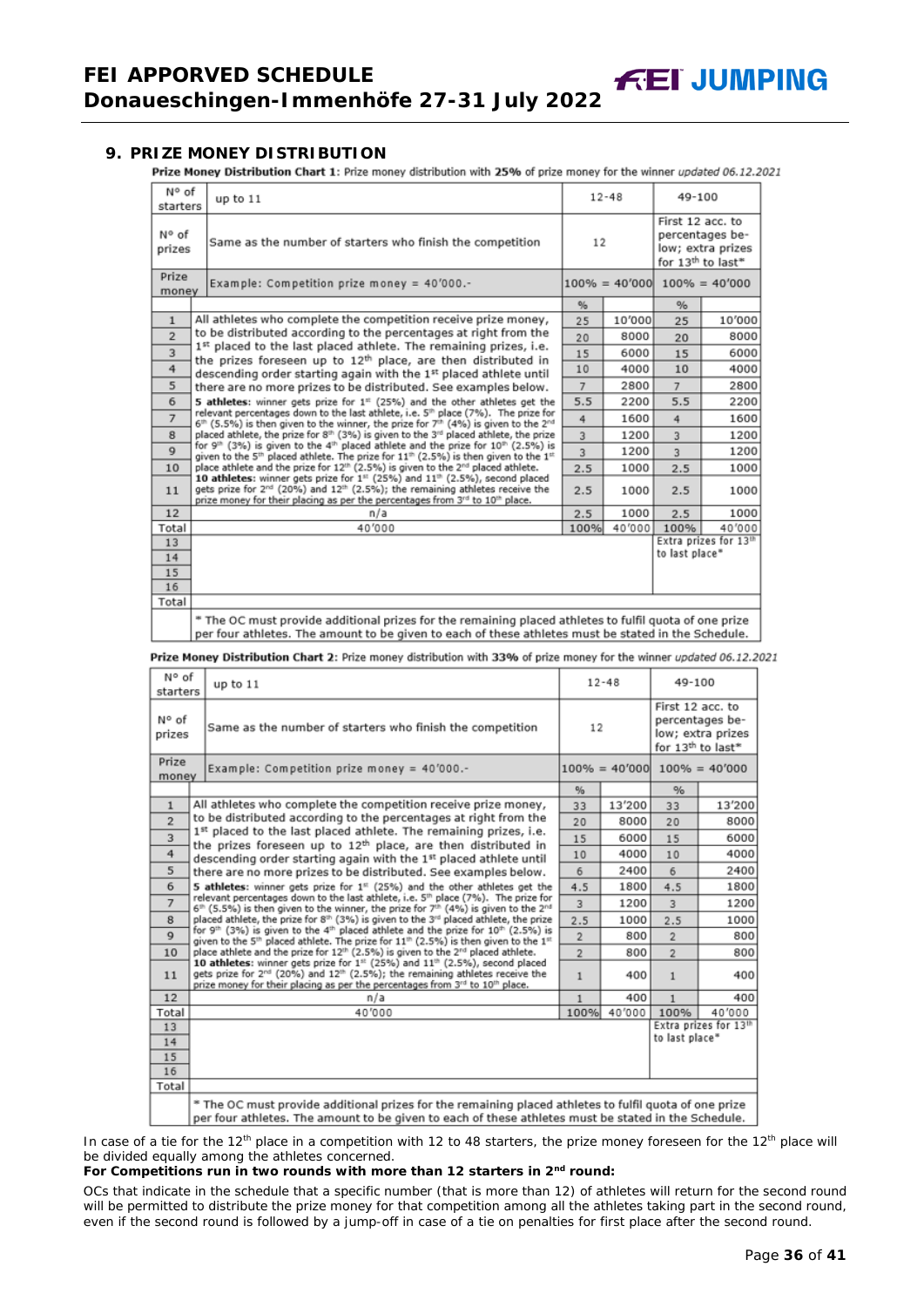## 9. PRIZE MONEY DISTRIBUTION

**Prize Money Distribution Chart 1:** Prize money distribution with **25%** of prize money for the winner *updated 06.12.2021*

| Nº of starters | up to 11 | 12-48 | | 49-100 | |
|---|---|---|---|---|---|
| Nº of prizes | Same as the number of starters who finish the competition | 12 | | First 12 acc. to percentages below; extra prizes for 13th to last* | |
| Prize money | Example: Competition prize money = 40'000.- | 100% = 40'000 | | 100% = 40'000 | |
| | | % | | % | |
| 1 | All athletes who complete the competition receive prize money, to be distributed according to the percentages at right from the 1st placed to the last placed athlete. The remaining prizes, i.e. the prizes foreseen up to 12th place, are then distributed in descending order starting again with the 1st placed athlete until there are no more prizes to be distributed. See examples below. **5 athletes**: winner gets prize for 1st (25%) and the other athletes get the relevant percentages down to the last athlete, i.e. 5th place (7%). The prize for 6th (5.5%) is then given to the winner, the prize for 7th (4%) is given to the 2nd placed athlete, the prize for 8th (3%) is given to the 3rd placed athlete, the prize for 9th (3%) is given to the 4th placed athlete and the prize for 10th (2.5%) is given to the 5th placed athlete. The prize for 11th (2.5%) is then given to the 1st place athlete and the prize for 12th (2.5%) is given to the 2nd placed athlete. **10 athletes**: winner gets prize for 1st (25%) and 11th (2.5%), second placed gets prize for 2nd (20%) and 12th (2.5%); the remaining athletes receive the prize money for their placing as per the percentages from 3rd to 10th place. | 25 | 10'000 | 25 | 10'000 |
| 2 | | 20 | 8000 | 20 | 8000 |
| 3 | | 15 | 6000 | 15 | 6000 |
| 4 | | 10 | 4000 | 10 | 4000 |
| 5 | | 7 | 2800 | 7 | 2800 |
| 6 | | 5.5 | 2200 | 5.5 | 2200 |
| 7 | | 4 | 1600 | 4 | 1600 |
| 8 | | 3 | 1200 | 3 | 1200 |
| 9 | | 3 | 1200 | 3 | 1200 |
| 10 | | 2.5 | 1000 | 2.5 | 1000 |
| 11 | | 2.5 | 1000 | 2.5 | 1000 |
| 12 | n/a | 2.5 | 1000 | 2.5 | 1000 |
| Total | 40'000 | 100% | 40'000 | 100% | 40'000 |
| 13 | | | | Extra prizes for 13th to last place* | |
| 14 | | | | | |
| 15 | | | | | |
| 16 | | | | | |
| Total | | | | | |
| | * The OC must provide additional prizes for the remaining placed athletes to fulfil quota of one prize per four athletes. The amount to be given to each of these athletes must be stated in the Schedule. | | | | |

**Prize Money Distribution Chart 2:** Prize money distribution with **33%** of prize money for the winner *updated 06.12.2021*

| Nº of starters | up to 11 | 12-48 | | 49-100 | |
|---|---|---|---|---|---|
| Nº of prizes | Same as the number of starters who finish the competition | 12 | | First 12 acc. to percentages below; extra prizes for 13th to last* | |
| Prize money | Example: Competition prize money = 40'000.- | 100% = 40'000 | | 100% = 40'000 | |
| | | % | | % | |
| 1 | All athletes who complete the competition receive prize money, to be distributed according to the percentages at right from the 1st placed to the last placed athlete. The remaining prizes, i.e. the prizes foreseen up to 12th place, are then distributed in descending order starting again with the 1st placed athlete until there are no more prizes to be distributed. See examples below. **5 athletes**: winner gets prize for 1st (25%) and the other athletes get the relevant percentages down to the last athlete, i.e. 5th place (7%). The prize for 6th (5.5%) is then given to the winner, the prize for 7th (4%) is given to the 2nd placed athlete, the prize for 8th (3%) is given to the 3rd placed athlete, the prize for 9th (3%) is given to the 4th placed athlete and the prize for 10th (2.5%) is given to the 5th placed athlete. The prize for 11th (2.5%) is then given to the 1st place athlete and the prize for 12th (2.5%) is given to the 2nd placed athlete. **10 athletes**: winner gets prize for 1st (25%) and 11th (2.5%), second placed gets prize for 2nd (20%) and 12th (2.5%); the remaining athletes receive the prize money for their placing as per the percentages from 3rd to 10th place. | 33 | 13'200 | 33 | 13'200 |
| 2 | | 20 | 8000 | 20 | 8000 |
| 3 | | 15 | 6000 | 15 | 6000 |
| 4 | | 10 | 4000 | 10 | 4000 |
| 5 | | 6 | 2400 | 6 | 2400 |
| 6 | | 4.5 | 1800 | 4.5 | 1800 |
| 7 | | 3 | 1200 | 3 | 1200 |
| 8 | | 2.5 | 1000 | 2.5 | 1000 |
| 9 | | 2 | 800 | 2 | 800 |
| 10 | | 2 | 800 | 2 | 800 |
| 11 | | 1 | 400 | 1 | 400 |
| 12 | n/a | 1 | 400 | 1 | 400 |
| Total | 40'000 | 100% | 40'000 | 100% | 40'000 |
| 13 | | | | Extra prizes for 13th to last place* | |
| 14 | | | | | |
| 15 | | | | | |
| 16 | | | | | |
| Total | | | | | |
| | * The OC must provide additional prizes for the remaining placed athletes to fulfil quota of one prize per four athletes. The amount to be given to each of these athletes must be stated in the Schedule. | | | | |

In case of a tie for the 12th place in a competition with 12 to 48 starters, the prize money foreseen for the 12th place will be divided equally among the athletes concerned.

**For Competitions run in two rounds with more than 12 starters in 2nd round:**

OCs that indicate in the schedule that a specific number (that is more than 12) of athletes will return for the second round will be permitted to distribute the prize money for that competition among all the athletes taking part in the second round, even if the second round is followed by a jump-off in case of a tie on penalties for first place after the second round.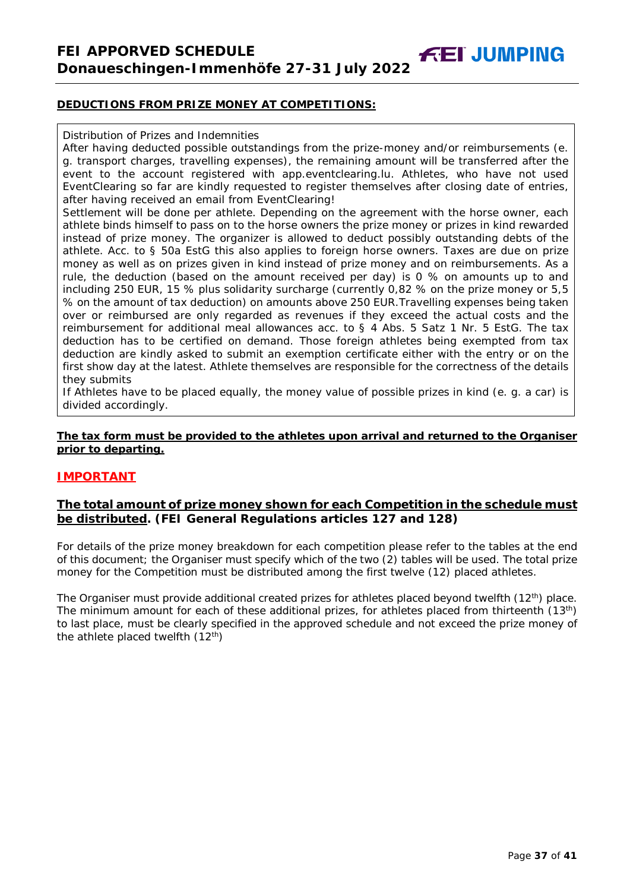**DEDUCTIONS FROM PRIZE MONEY AT COMPETITIONS:**

Distribution of Prizes and Indemnities

After having deducted possible outstandings from the prize-money and/or reimbursements (e. g. transport charges, travelling expenses), the remaining amount will be transferred after the event to the account registered with app.eventclearing.lu. Athletes, who have not used EventClearing so far are kindly requested to register themselves after closing date of entries, after having received an email from EventClearing!

Settlement will be done per athlete. Depending on the agreement with the horse owner, each athlete binds himself to pass on to the horse owners the prize money or prizes in kind rewarded instead of prize money. The organizer is allowed to deduct possibly outstanding debts of the athlete. Acc. to § 50a EstG this also applies to foreign horse owners. Taxes are due on prize money as well as on prizes given in kind instead of prize money and on reimbursements. As a rule, the deduction (based on the amount received per day) is 0 % on amounts up to and including 250 EUR, 15 % plus solidarity surcharge (currently 0,82 % on the prize money or 5,5 % on the amount of tax deduction) on amounts above 250 EUR.Travelling expenses being taken over or reimbursed are only regarded as revenues if they exceed the actual costs and the reimbursement for additional meal allowances acc. to § 4 Abs. 5 Satz 1 Nr. 5 EstG. The tax deduction has to be certified on demand. Those foreign athletes being exempted from tax deduction are kindly asked to submit an exemption certificate either with the entry or on the first show day at the latest. Athlete themselves are responsible for the correctness of the details they submits

If Athletes have to be placed equally, the money value of possible prizes in kind (e. g. a car) is divided accordingly.

**The tax form must be provided to the athletes upon arrival and returned to the Organiser prior to departing.**

## IMPORTANT

**The total amount of prize money shown for each Competition in the schedule must be distributed. (FEI General Regulations articles 127 and 128)**

For details of the prize money breakdown for each competition please refer to the tables at the end of this document; the Organiser must specify which of the two (2) tables will be used. The total prize money for the Competition must be distributed among the first twelve (12) placed athletes.

The Organiser must provide additional created prizes for athletes placed beyond twelfth (12th) place. The minimum amount for each of these additional prizes, for athletes placed from thirteenth (13th) to last place, must be clearly specified in the approved schedule and not exceed the prize money of the athlete placed twelfth (12th)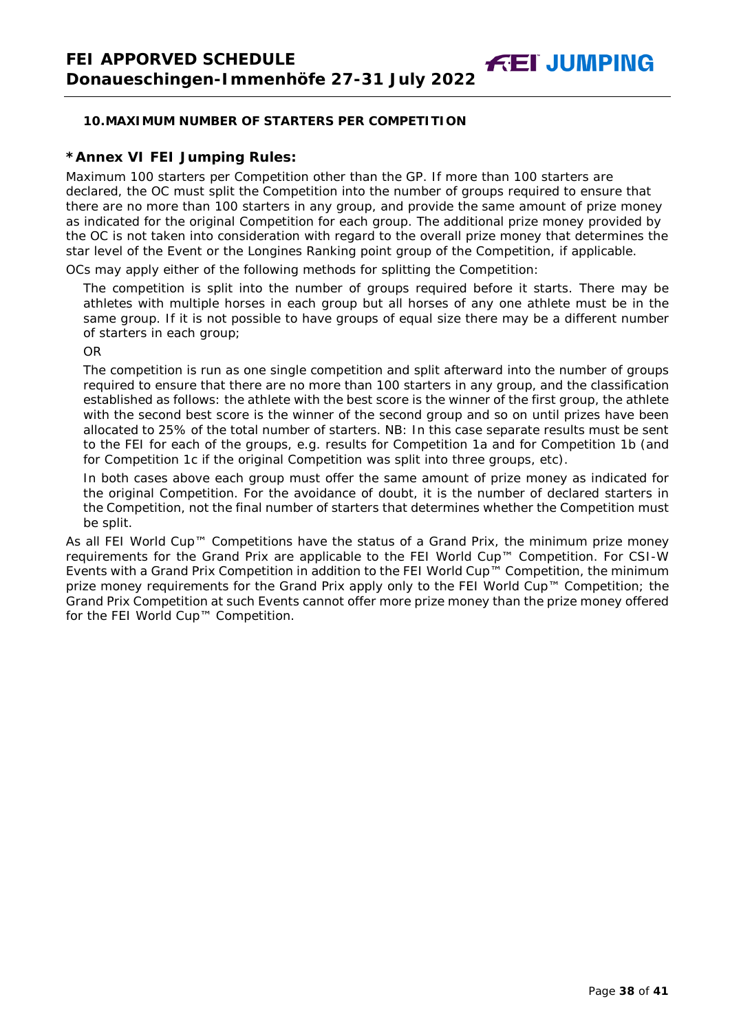## 10. MAXIMUM NUMBER OF STARTERS PER COMPETITION

### *Annex VI FEI Jumping Rules:

Maximum 100 starters per Competition other than the GP. If more than 100 starters are declared, the OC must split the Competition into the number of groups required to ensure that there are no more than 100 starters in any group, and provide the same amount of prize money as indicated for the original Competition for each group. The additional prize money provided by the OC is not taken into consideration with regard to the overall prize money that determines the star level of the Event or the Longines Ranking point group of the Competition, if applicable.

OCs may apply either of the following methods for splitting the Competition:

The competition is split into the number of groups required before it starts. There may be athletes with multiple horses in each group but all horses of any one athlete must be in the same group. If it is not possible to have groups of equal size there may be a different number of starters in each group;

OR

The competition is run as one single competition and split afterward into the number of groups required to ensure that there are no more than 100 starters in any group, and the classification established as follows: the athlete with the best score is the winner of the first group, the athlete with the second best score is the winner of the second group and so on until prizes have been allocated to 25% of the total number of starters. NB: In this case separate results must be sent to the FEI for each of the groups, e.g. results for Competition 1a and for Competition 1b (and for Competition 1c if the original Competition was split into three groups, etc).

In both cases above each group must offer the same amount of prize money as indicated for the original Competition. For the avoidance of doubt, it is the number of declared starters in the Competition, not the final number of starters that determines whether the Competition must be split.

As all FEI World Cup™ Competitions have the status of a Grand Prix, the minimum prize money requirements for the Grand Prix are applicable to the FEI World Cup™ Competition. For CSI-W Events with a Grand Prix Competition in addition to the FEI World Cup™ Competition, the minimum prize money requirements for the Grand Prix apply only to the FEI World Cup™ Competition; the Grand Prix Competition at such Events cannot offer more prize money than the prize money offered for the FEI World Cup™ Competition.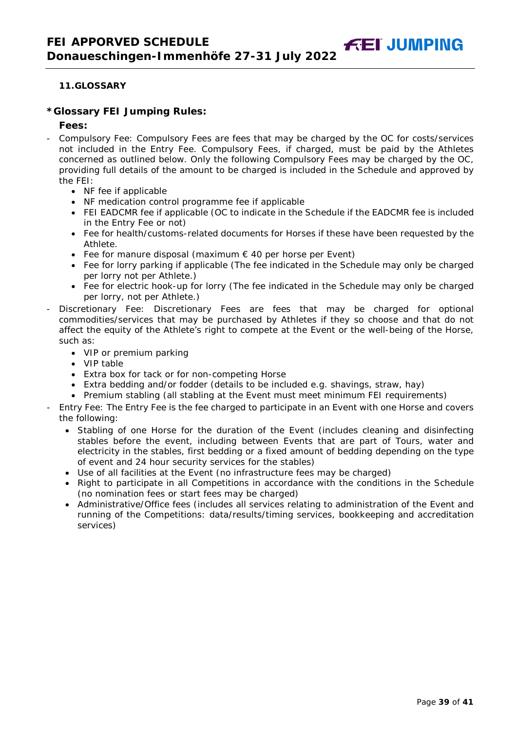## 11.GLOSSARY

### *Glossary FEI Jumping Rules:

**Fees:**

- Compulsory Fee: Compulsory Fees are fees that may be charged by the OC for costs/services not included in the Entry Fee. Compulsory Fees, if charged, must be paid by the Athletes concerned as outlined below. Only the following Compulsory Fees may be charged by the OC, providing full details of the amount to be charged is included in the Schedule and approved by the FEI:
    - NF fee if applicable
    - NF medication control programme fee if applicable
    - FEI EADCMR fee if applicable (OC to indicate in the Schedule if the EADCMR fee is included in the Entry Fee or not)
    - Fee for health/customs-related documents for Horses if these have been requested by the Athlete.
    - Fee for manure disposal (maximum € 40 per horse per Event)
    - Fee for lorry parking if applicable (The fee indicated in the Schedule may only be charged per lorry not per Athlete.)
    - Fee for electric hook-up for lorry (The fee indicated in the Schedule may only be charged per lorry, not per Athlete.)
- Discretionary Fee: Discretionary Fees are fees that may be charged for optional commodities/services that may be purchased by Athletes if they so choose and that do not affect the equity of the Athlete's right to compete at the Event or the well-being of the Horse, such as:
    - VIP or premium parking
    - VIP table
    - Extra box for tack or for non-competing Horse
    - Extra bedding and/or fodder (details to be included e.g. shavings, straw, hay)
    - Premium stabling (all stabling at the Event must meet minimum FEI requirements)
- Entry Fee: The Entry Fee is the fee charged to participate in an Event with one Horse and covers the following:
    - Stabling of one Horse for the duration of the Event (includes cleaning and disinfecting stables before the event, including between Events that are part of Tours, water and electricity in the stables, first bedding or a fixed amount of bedding depending on the type of event and 24 hour security services for the stables)
    - Use of all facilities at the Event (no infrastructure fees may be charged)
    - Right to participate in all Competitions in accordance with the conditions in the Schedule (no nomination fees or start fees may be charged)
    - Administrative/Office fees (includes all services relating to administration of the Event and running of the Competitions: data/results/timing services, bookkeeping and accreditation services)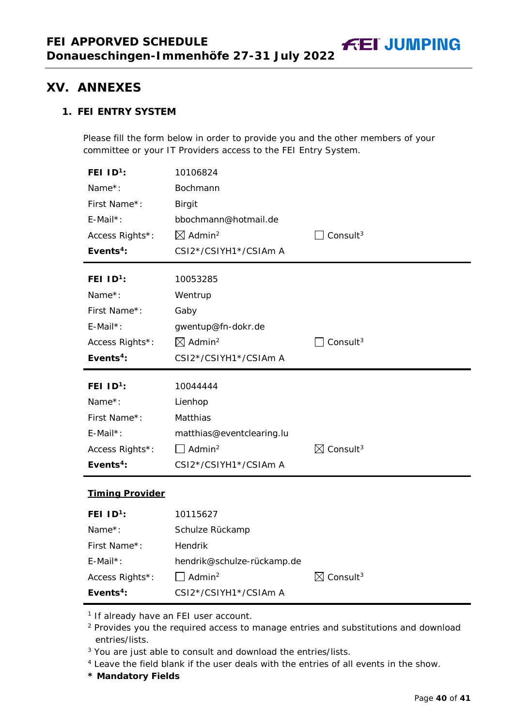# XV. ANNEXES

## 1. FEI ENTRY SYSTEM

Please fill the form below in order to provide you and the other members of your committee or your IT Providers access to the FEI Entry System.

| | | |
|---|---|---|
| **FEI ID[1]:** | 10106824 | |
| Name*: | Bochmann | |
| First Name*: | Birgit | |
| E-Mail*: | bbochmann@hotmail.de | |
| Access Rights*: | ☒ Admin[2] | ☐ Consult[3] |
| **Events[4]:** | CSI2*/CSIYH1*/CSIAm A | |

| | | |
|---|---|---|
| **FEI ID[1]:** | 10053285 | |
| Name*: | Wentrup | |
| First Name*: | Gaby | |
| E-Mail*: | gwentup@fn-dokr.de | |
| Access Rights*: | ☒ Admin[2] | ☐ Consult[3] |
| **Events[4]:** | CSI2*/CSIYH1*/CSIAm A | |

| | | |
|---|---|---|
| **FEI ID[1]:** | 10044444 | |
| Name*: | Lienhop | |
| First Name*: | Matthias | |
| E-Mail*: | matthias@eventclearing.lu | |
| Access Rights*: | ☐ Admin[2] | ☒ Consult[3] |
| **Events[4]:** | CSI2*/CSIYH1*/CSIAm A | |

**Timing Provider**

| | | |
|---|---|---|
| **FEI ID[1]:** | 10115627 | |
| Name*: | Schulze Rückamp | |
| First Name*: | Hendrik | |
| E-Mail*: | hendrik@schulze-rückamp.de | |
| Access Rights*: | ☐ Admin[2] | ☒ Consult[3] |
| **Events[4]:** | CSI2*/CSIYH1*/CSIAm A | |

[1] If already have an FEI user account.
[2] Provides you the required access to manage entries and substitutions and download entries/lists.
[3] You are just able to consult and download the entries/lists.
[4] Leave the field blank if the user deals with the entries of all events in the show.
**\* Mandatory Fields**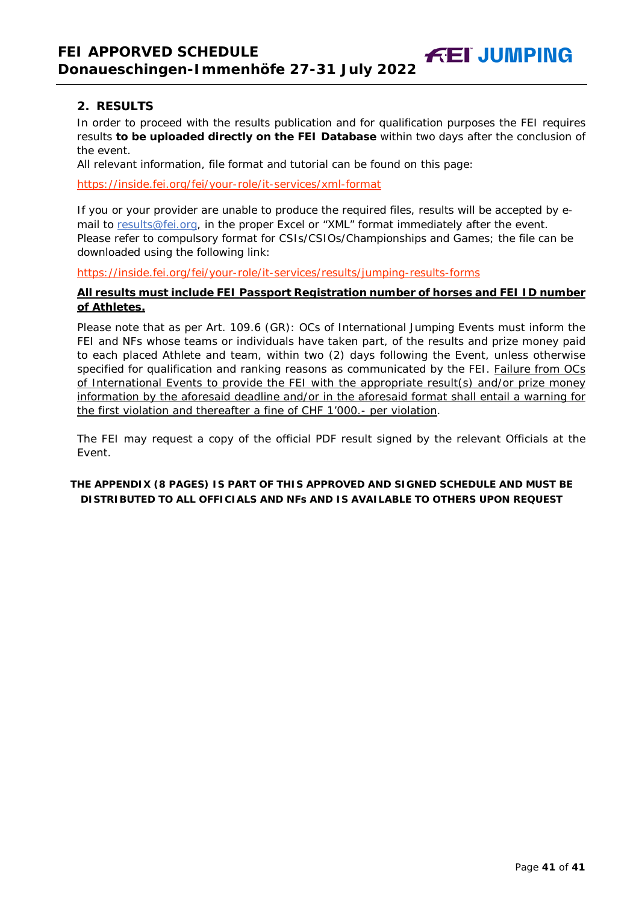## 2. RESULTS

In order to proceed with the results publication and for qualification purposes the FEI requires results **to be uploaded directly on the FEI Database** within two days after the conclusion of the event.
All relevant information, file format and tutorial can be found on this page:

https://inside.fei.org/fei/your-role/it-services/xml-format

If you or your provider are unable to produce the required files, results will be accepted by e-mail to results@fei.org, in the proper Excel or "XML" format immediately after the event.
Please refer to compulsory format for CSIs/CSIOs/Championships and Games; the file can be downloaded using the following link:

https://inside.fei.org/fei/your-role/it-services/results/jumping-results-forms

**All results must include FEI Passport Registration number of horses and FEI ID number of Athletes.**

Please note that as per Art. 109.6 (GR): OCs of International Jumping Events must inform the FEI and NFs whose teams or individuals have taken part, of the results and prize money paid to each placed Athlete and team, within two (2) days following the Event, unless otherwise specified for qualification and ranking reasons as communicated by the FEI. Failure from OCs of International Events to provide the FEI with the appropriate result(s) and/or prize money information by the aforesaid deadline and/or in the aforesaid format shall entail a warning for the first violation and thereafter a fine of CHF 1'000.- per violation.

The FEI may request a copy of the official PDF result signed by the relevant Officials at the Event.

**THE APPENDIX (8 PAGES) IS PART OF THIS APPROVED AND SIGNED SCHEDULE AND MUST BE DISTRIBUTED TO ALL OFFICIALS AND NFs AND IS AVAILABLE TO OTHERS UPON REQUEST**